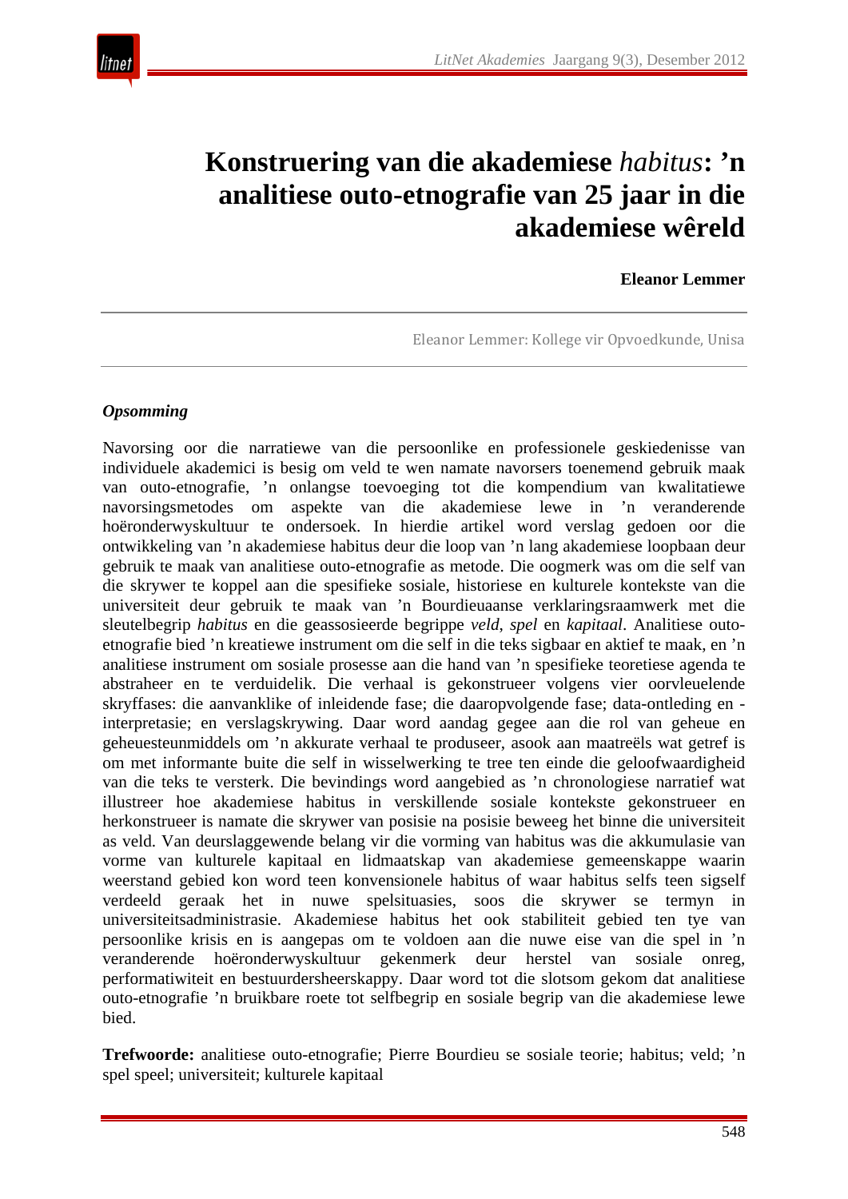# Konstruering van die akademiese *habitus*: ’n analitiese outo-etnografie van 25 jaar in die akademiese wêreld

**Eleanor Lemmer**

Eleanor Lemmer: Kollege vir Opvoedkunde, Unisa

***Opsomming***

Navorsing oor die narratiewe van die persoonlike en professionele geskiedenisse van individuele akademici is besig om veld te wen namate navorsers toenemend gebruik maak van outo-etnografie, ’n onlangse toevoeging tot die kompendium van kwalitatiewe navorsingsmetodes om aspekte van die akademiese lewe in ’n veranderende hoëronderwyskultuur te ondersoek. In hierdie artikel word verslag gedoen oor die ontwikkeling van ’n akademiese habitus deur die loop van ’n lang akademiese loopbaan deur gebruik te maak van analitiese outo-etnografie as metode. Die oogmerk was om die self van die skrywer te koppel aan die spesifieke sosiale, historiese en kulturele kontekste van die universiteit deur gebruik te maak van ’n Bourdieuaanse verklaringsraamwerk met die sleutelbegrip *habitus* en die geassosieerde begrippe *veld*, *spel* en *kapitaal*. Analitiese outo-etnografie bied ’n kreatiewe instrument om die self in die teks sigbaar en aktief te maak, en ’n analitiese instrument om sosiale prosesse aan die hand van ’n spesifieke teoretiese agenda te abstraheer en te verduidelik. Die verhaal is gekonstrueer volgens vier oorvleuelende skryffases: die aanvanklike of inleidende fase; die daaropvolgende fase; data-ontleding en -interpretasie; en verslagskrywing. Daar word aandag gegee aan die rol van geheue en geheuesteunmiddels om ’n akkurate verhaal te produseer, asook aan maatreëls wat getref is om met informante buite die self in wisselwerking te tree ten einde die geloofwaardigheid van die teks te versterk. Die bevindings word aangebied as ’n chronologiese narratief wat illustreer hoe akademiese habitus in verskillende sosiale kontekste gekonstrueer en herkonstrueer is namate die skrywer van posisie na posisie beweeg het binne die universiteit as veld. Van deurslaggewende belang vir die vorming van habitus was die akkumulasie van vorme van kulturele kapitaal en lidmaatskap van akademiese gemeenskappe waarin weerstand gebied kon word teen konvensionele habitus of waar habitus selfs teen sigself verdeeld geraak het in nuwe spelsituasies, soos die skrywer se termyn in universiteitsadministrasie. Akademiese habitus het ook stabiliteit gebied ten tye van persoonlike krisis en is aangepas om te voldoen aan die nuwe eise van die spel in ’n veranderende hoëronderwyskultuur gekenmerk deur herstel van sosiale onreg, performatiwiteit en bestuurdersheerskappy. Daar word tot die slotsom gekom dat analitiese outo-etnografie ’n bruikbare roete tot selfbegrip en sosiale begrip van die akademiese lewe bied.

**Trefwoorde:** analitiese outo-etnografie; Pierre Bourdieu se sosiale teorie; habitus; veld; ’n spel speel; universiteit; kulturele kapitaal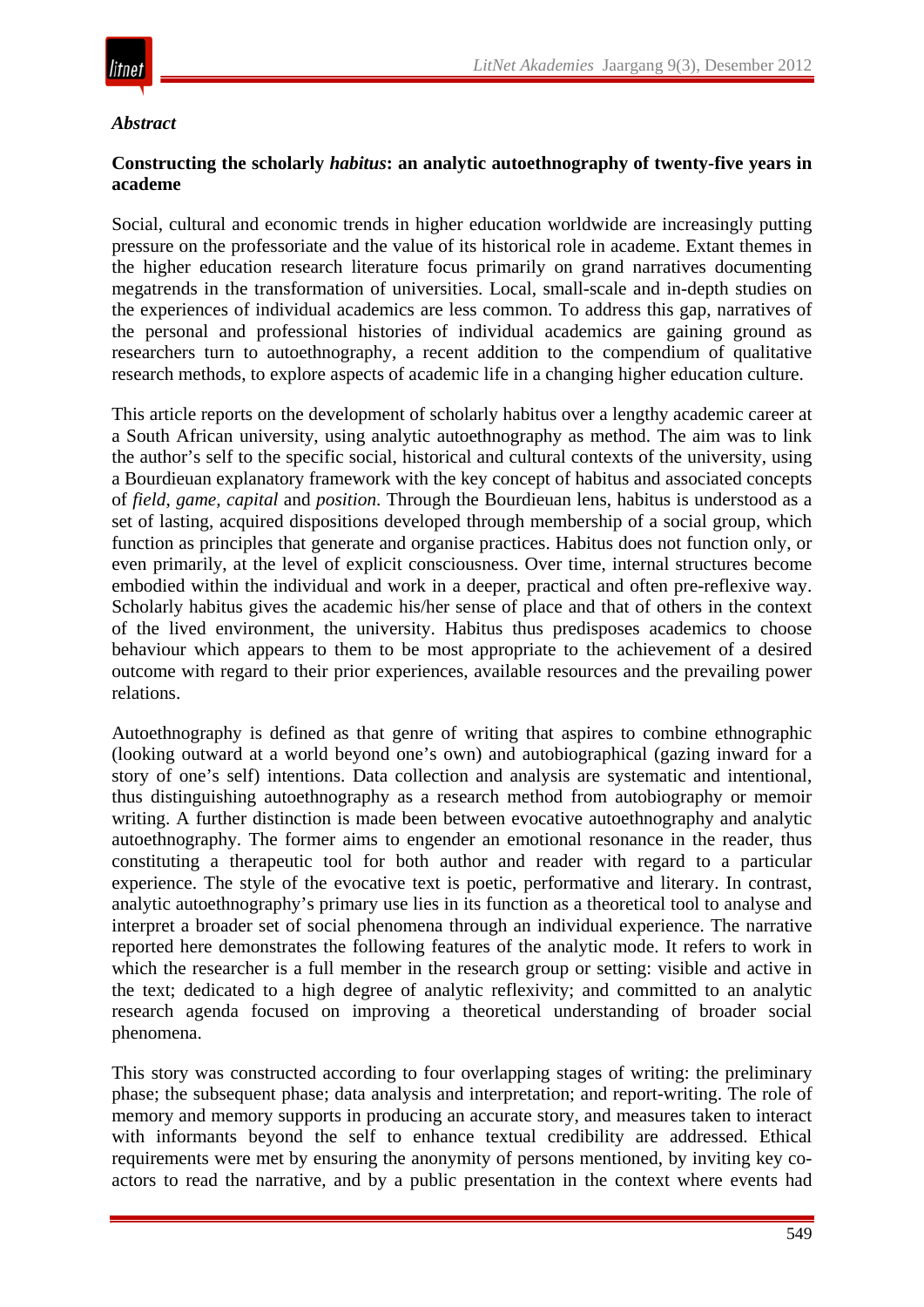*Abstract*

**Constructing the scholarly *habitus*: an analytic autoethnography of twenty-five years in academe**

Social, cultural and economic trends in higher education worldwide are increasingly putting pressure on the professoriate and the value of its historical role in academe. Extant themes in the higher education research literature focus primarily on grand narratives documenting megatrends in the transformation of universities. Local, small-scale and in-depth studies on the experiences of individual academics are less common. To address this gap, narratives of the personal and professional histories of individual academics are gaining ground as researchers turn to autoethnography, a recent addition to the compendium of qualitative research methods, to explore aspects of academic life in a changing higher education culture.

This article reports on the development of scholarly habitus over a lengthy academic career at a South African university, using analytic autoethnography as method. The aim was to link the author's self to the specific social, historical and cultural contexts of the university, using a Bourdieuan explanatory framework with the key concept of habitus and associated concepts of *field, game, capital* and *position*. Through the Bourdieuan lens, habitus is understood as a set of lasting, acquired dispositions developed through membership of a social group, which function as principles that generate and organise practices. Habitus does not function only, or even primarily, at the level of explicit consciousness. Over time, internal structures become embodied within the individual and work in a deeper, practical and often pre-reflexive way. Scholarly habitus gives the academic his/her sense of place and that of others in the context of the lived environment, the university. Habitus thus predisposes academics to choose behaviour which appears to them to be most appropriate to the achievement of a desired outcome with regard to their prior experiences, available resources and the prevailing power relations.

Autoethnography is defined as that genre of writing that aspires to combine ethnographic (looking outward at a world beyond one's own) and autobiographical (gazing inward for a story of one's self) intentions. Data collection and analysis are systematic and intentional, thus distinguishing autoethnography as a research method from autobiography or memoir writing. A further distinction is made been between evocative autoethnography and analytic autoethnography. The former aims to engender an emotional resonance in the reader, thus constituting a therapeutic tool for both author and reader with regard to a particular experience. The style of the evocative text is poetic, performative and literary. In contrast, analytic autoethnography's primary use lies in its function as a theoretical tool to analyse and interpret a broader set of social phenomena through an individual experience. The narrative reported here demonstrates the following features of the analytic mode. It refers to work in which the researcher is a full member in the research group or setting: visible and active in the text; dedicated to a high degree of analytic reflexivity; and committed to an analytic research agenda focused on improving a theoretical understanding of broader social phenomena.

This story was constructed according to four overlapping stages of writing: the preliminary phase; the subsequent phase; data analysis and interpretation; and report-writing. The role of memory and memory supports in producing an accurate story, and measures taken to interact with informants beyond the self to enhance textual credibility are addressed. Ethical requirements were met by ensuring the anonymity of persons mentioned, by inviting key co-actors to read the narrative, and by a public presentation in the context where events had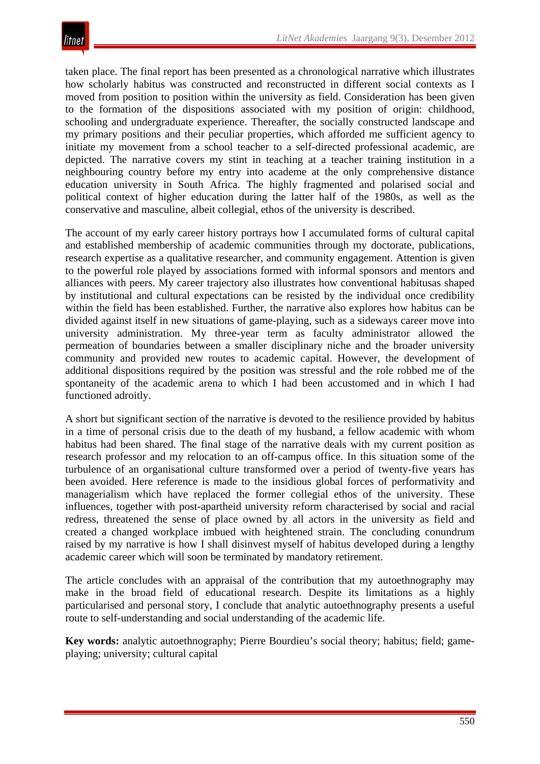taken place. The final report has been presented as a chronological narrative which illustrates how scholarly habitus was constructed and reconstructed in different social contexts as I moved from position to position within the university as field. Consideration has been given to the formation of the dispositions associated with my position of origin: childhood, schooling and undergraduate experience. Thereafter, the socially constructed landscape and my primary positions and their peculiar properties, which afforded me sufficient agency to initiate my movement from a school teacher to a self-directed professional academic, are depicted. The narrative covers my stint in teaching at a teacher training institution in a neighbouring country before my entry into academe at the only comprehensive distance education university in South Africa. The highly fragmented and polarised social and political context of higher education during the latter half of the 1980s, as well as the conservative and masculine, albeit collegial, ethos of the university is described.

The account of my early career history portrays how I accumulated forms of cultural capital and established membership of academic communities through my doctorate, publications, research expertise as a qualitative researcher, and community engagement. Attention is given to the powerful role played by associations formed with informal sponsors and mentors and alliances with peers. My career trajectory also illustrates how conventional habitusas shaped by institutional and cultural expectations can be resisted by the individual once credibility within the field has been established. Further, the narrative also explores how habitus can be divided against itself in new situations of game-playing, such as a sideways career move into university administration. My three-year term as faculty administrator allowed the permeation of boundaries between a smaller disciplinary niche and the broader university community and provided new routes to academic capital. However, the development of additional dispositions required by the position was stressful and the role robbed me of the spontaneity of the academic arena to which I had been accustomed and in which I had functioned adroitly.

A short but significant section of the narrative is devoted to the resilience provided by habitus in a time of personal crisis due to the death of my husband, a fellow academic with whom habitus had been shared. The final stage of the narrative deals with my current position as research professor and my relocation to an off-campus office. In this situation some of the turbulence of an organisational culture transformed over a period of twenty-five years has been avoided. Here reference is made to the insidious global forces of performativity and managerialism which have replaced the former collegial ethos of the university. These influences, together with post-apartheid university reform characterised by social and racial redress, threatened the sense of place owned by all actors in the university as field and created a changed workplace imbued with heightened strain. The concluding conundrum raised by my narrative is how I shall disinvest myself of habitus developed during a lengthy academic career which will soon be terminated by mandatory retirement.

The article concludes with an appraisal of the contribution that my autoethnography may make in the broad field of educational research. Despite its limitations as a highly particularised and personal story, I conclude that analytic autoethnography presents a useful route to self-understanding and social understanding of the academic life.

**Key words:** analytic autoethnography; Pierre Bourdieu's social theory; habitus; field; game-playing; university; cultural capital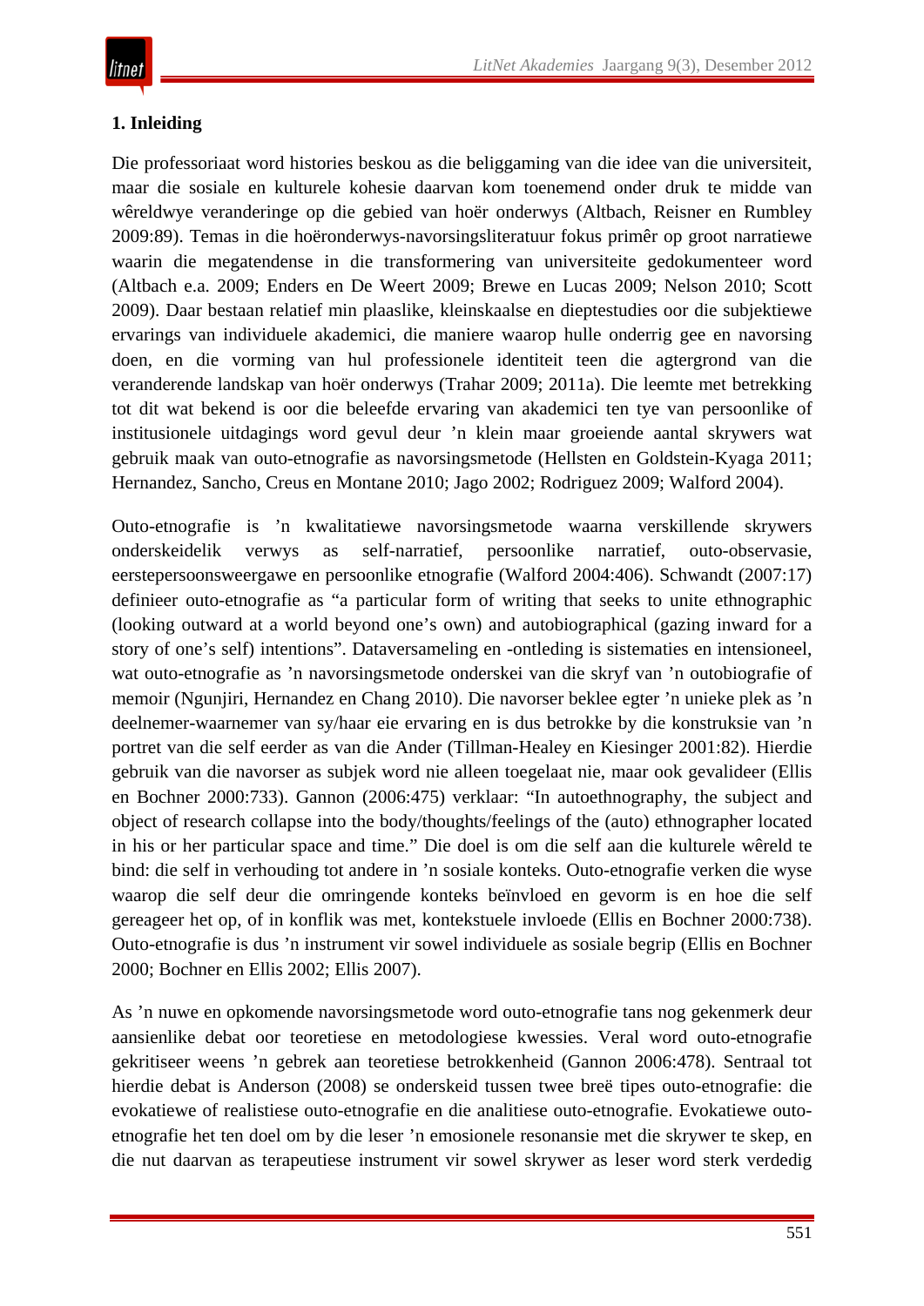## 1. Inleiding

Die professoriaat word histories beskou as die beliggaming van die idee van die universiteit, maar die sosiale en kulturele kohesie daarvan kom toenemend onder druk te midde van wêreldwye veranderinge op die gebied van hoër onderwys (Altbach, Reisner en Rumbley 2009:89). Temas in die hoëronderwys-navorsingsliteratuur fokus primêr op groot narratiewe waarin die megatendense in die transformering van universiteite gedokumenteer word (Altbach e.a. 2009; Enders en De Weert 2009; Brewe en Lucas 2009; Nelson 2010; Scott 2009). Daar bestaan relatief min plaaslike, kleinskaalse en dieptestudies oor die subjektiewe ervarings van individuele akademici, die maniere waarop hulle onderrig gee en navorsing doen, en die vorming van hul professionele identiteit teen die agtergrond van die veranderende landskap van hoër onderwys (Trahar 2009; 2011a). Die leemte met betrekking tot dit wat bekend is oor die beleefde ervaring van akademici ten tye van persoonlike of institusionele uitdagings word gevul deur ’n klein maar groeiende aantal skrywers wat gebruik maak van outo-etnografie as navorsingsmetode (Hellsten en Goldstein-Kyaga 2011; Hernandez, Sancho, Creus en Montane 2010; Jago 2002; Rodriguez 2009; Walford 2004).

Outo-etnografie is ’n kwalitatiewe navorsingsmetode waarna verskillende skrywers onderskeidelik verwys as self-narratief, persoonlike narratief, outo-observasie, eerstepersoonsweergawe en persoonlike etnografie (Walford 2004:406). Schwandt (2007:17) definieer outo-etnografie as “a particular form of writing that seeks to unite ethnographic (looking outward at a world beyond one’s own) and autobiographical (gazing inward for a story of one’s self) intentions”. Dataversameling en -ontleding is sistematies en intensioneel, wat outo-etnografie as ’n navorsingsmetode onderskei van die skryf van ’n outobiografie of memoir (Ngunjiri, Hernandez en Chang 2010). Die navorser beklee egter ’n unieke plek as ’n deelnemer-waarnemer van sy/haar eie ervaring en is dus betrokke by die konstruksie van ’n portret van die self eerder as van die Ander (Tillman-Healey en Kiesinger 2001:82). Hierdie gebruik van die navorser as subjek word nie alleen toegelaat nie, maar ook gevalideer (Ellis en Bochner 2000:733). Gannon (2006:475) verklaar: “In autoethnography, the subject and object of research collapse into the body/thoughts/feelings of the (auto) ethnographer located in his or her particular space and time.” Die doel is om die self aan die kulturele wêreld te bind: die self in verhouding tot andere in ’n sosiale konteks. Outo-etnografie verken die wyse waarop die self deur die omringende konteks beïnvloed en gevorm is en hoe die self gereageer het op, of in konflik was met, kontekstuele invloede (Ellis en Bochner 2000:738). Outo-etnografie is dus ’n instrument vir sowel individuele as sosiale begrip (Ellis en Bochner 2000; Bochner en Ellis 2002; Ellis 2007).

As ’n nuwe en opkomende navorsingsmetode word outo-etnografie tans nog gekenmerk deur aansienlike debat oor teoretiese en metodologiese kwessies. Veral word outo-etnografie gekritiseer weens ’n gebrek aan teoretiese betrokkenheid (Gannon 2006:478). Sentraal tot hierdie debat is Anderson (2008) se onderskeid tussen twee breë tipes outo-etnografie: die evokatiewe of realistiese outo-etnografie en die analitiese outo-etnografie. Evokatiewe outo-etnografie het ten doel om by die leser ’n emosionele resonansie met die skrywer te skep, en die nut daarvan as terapeutiese instrument vir sowel skrywer as leser word sterk verdedig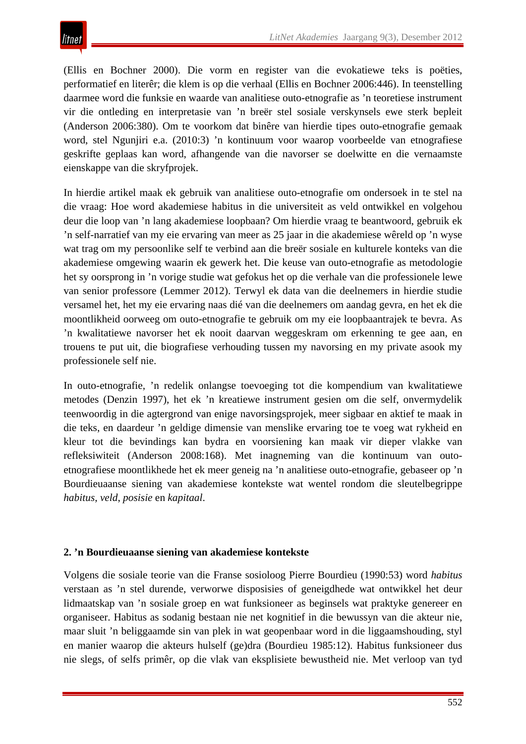(Ellis en Bochner 2000). Die vorm en register van die evokatiewe teks is poëties, performatief en literêr; die klem is op die verhaal (Ellis en Bochner 2006:446). In teenstelling daarmee word die funksie en waarde van analitiese outo-etnografie as ’n teoretiese instrument vir die ontleding en interpretasie van ’n breër stel sosiale verskynsels ewe sterk bepleit (Anderson 2006:380). Om te voorkom dat binêre van hierdie tipes outo-etnografie gemaak word, stel Ngunjiri e.a. (2010:3) ’n kontinuum voor waarop voorbeelde van etnografiese geskrifte geplaas kan word, afhangende van die navorser se doelwitte en die vernaamste eienskappe van die skryfprojek.

In hierdie artikel maak ek gebruik van analitiese outo-etnografie om ondersoek in te stel na die vraag: Hoe word akademiese habitus in die universiteit as veld ontwikkel en volgehou deur die loop van ’n lang akademiese loopbaan? Om hierdie vraag te beantwoord, gebruik ek ’n self-narratief van my eie ervaring van meer as 25 jaar in die akademiese wêreld op ’n wyse wat trag om my persoonlike self te verbind aan die breër sosiale en kulturele konteks van die akademiese omgewing waarin ek gewerk het. Die keuse van outo-etnografie as metodologie het sy oorsprong in ’n vorige studie wat gefokus het op die verhale van die professionele lewe van senior professore (Lemmer 2012). Terwyl ek data van die deelnemers in hierdie studie versamel het, het my eie ervaring naas dié van die deelnemers om aandag gevra, en het ek die moontlikheid oorweeg om outo-etnografie te gebruik om my eie loopbaantrajek te bevra. As ’n kwalitatiewe navorser het ek nooit daarvan weggeskram om erkenning te gee aan, en trouens te put uit, die biografiese verhouding tussen my navorsing en my private asook my professionele self nie.

In outo-etnografie, ’n redelik onlangse toevoeging tot die kompendium van kwalitatiewe metodes (Denzin 1997), het ek ’n kreatiewe instrument gesien om die self, onvermydelik teenwoordig in die agtergrond van enige navorsingsprojek, meer sigbaar en aktief te maak in die teks, en daardeur ’n geldige dimensie van menslike ervaring toe te voeg wat rykheid en kleur tot die bevindings kan bydra en voorsiening kan maak vir dieper vlakke van refleksiwiteit (Anderson 2008:168). Met inagneming van die kontinuum van outo-etnografiese moontlikhede het ek meer geneig na ’n analitiese outo-etnografie, gebaseer op ’n Bourdieuaanse siening van akademiese kontekste wat wentel rondom die sleutelbegrippe *habitus*, *veld*, *posisie* en *kapitaal*.

## 2. ’n Bourdieuaanse siening van akademiese kontekste

Volgens die sosiale teorie van die Franse sosioloog Pierre Bourdieu (1990:53) word *habitus* verstaan as ’n stel durende, verworwe disposisies of geneigdhede wat ontwikkel het deur lidmaatskap van ’n sosiale groep en wat funksioneer as beginsels wat praktyke genereer en organiseer. Habitus as sodanig bestaan nie net kognitief in die bewussyn van die akteur nie, maar sluit ’n beliggaamde sin van plek in wat geopenbaar word in die liggaamshouding, styl en manier waarop die akteurs hulself (ge)dra (Bourdieu 1985:12). Habitus funksioneer dus nie slegs, of selfs primêr, op die vlak van eksplisiete bewustheid nie. Met verloop van tyd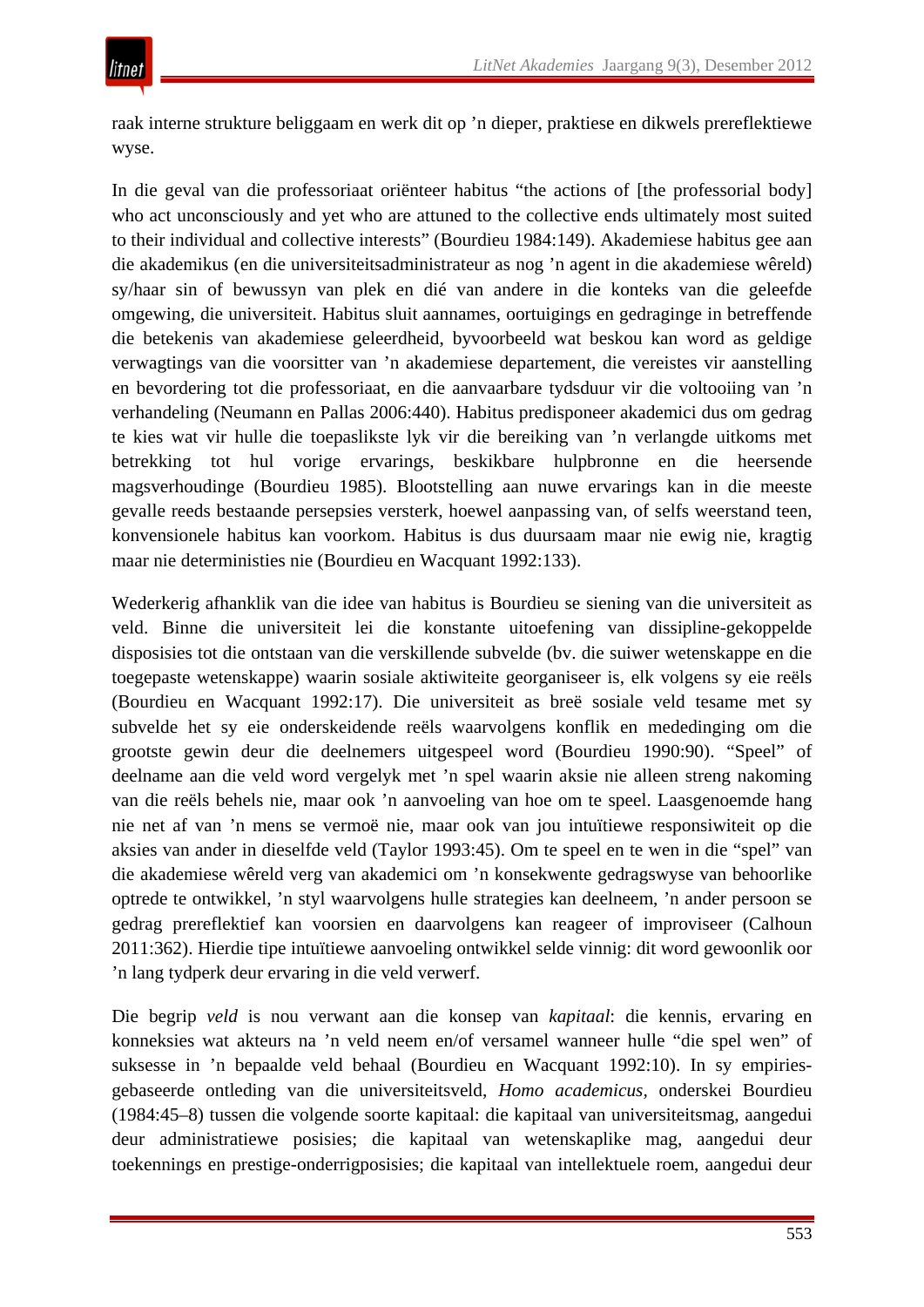raak interne strukture beliggaam en werk dit op ’n dieper, praktiese en dikwels prereflektiewe wyse.

In die geval van die professoriaat oriënteer habitus “the actions of [the professorial body] who act unconsciously and yet who are attuned to the collective ends ultimately most suited to their individual and collective interests” (Bourdieu 1984:149). Akademiese habitus gee aan die akademikus (en die universiteitsadministrateur as nog ’n agent in die akademiese wêreld) sy/haar sin of bewussyn van plek en dié van andere in die konteks van die geleefde omgewing, die universiteit. Habitus sluit aannames, oortuigings en gedraginge in betreffende die betekenis van akademiese geleerdheid, byvoorbeeld wat beskou kan word as geldige verwagtings van die voorsitter van ’n akademiese departement, die vereistes vir aanstelling en bevordering tot die professoriaat, en die aanvaarbare tydsduur vir die voltooiing van ’n verhandeling (Neumann en Pallas 2006:440). Habitus predisponeer akademici dus om gedrag te kies wat vir hulle die toepaslikste lyk vir die bereiking van ’n verlangde uitkoms met betrekking tot hul vorige ervarings, beskikbare hulpbronne en die heersende magsverhoudinge (Bourdieu 1985). Blootstelling aan nuwe ervarings kan in die meeste gevalle reeds bestaande persepsies versterk, hoewel aanpassing van, of selfs weerstand teen, konvensionele habitus kan voorkom. Habitus is dus duursaam maar nie ewig nie, kragtig maar nie deterministies nie (Bourdieu en Wacquant 1992:133).

Wederkerig afhanklik van die idee van habitus is Bourdieu se siening van die universiteit as veld. Binne die universiteit lei die konstante uitoefening van dissipline-gekoppelde disposisies tot die ontstaan van die verskillende subvelde (bv. die suiwer wetenskappe en die toegepaste wetenskappe) waarin sosiale aktiwiteite georganiseer is, elk volgens sy eie reëls (Bourdieu en Wacquant 1992:17). Die universiteit as breë sosiale veld tesame met sy subvelde het sy eie onderskeidende reëls waarvolgens konflik en mededinging om die grootste gewin deur die deelnemers uitgespeel word (Bourdieu 1990:90). “Speel” of deelname aan die veld word vergelyk met ’n spel waarin aksie nie alleen streng nakoming van die reëls behels nie, maar ook ’n aanvoeling van hoe om te speel. Laasgenoemde hang nie net af van ’n mens se vermoë nie, maar ook van jou intuïtiewe responsiwiteit op die aksies van ander in dieselfde veld (Taylor 1993:45). Om te speel en te wen in die “spel” van die akademiese wêreld verg van akademici om ’n konsekwente gedragswyse van behoorlike optrede te ontwikkel, ’n styl waarvolgens hulle strategies kan deelneem, ’n ander persoon se gedrag prereflektief kan voorsien en daarvolgens kan reageer of improviseer (Calhoun 2011:362). Hierdie tipe intuïtiewe aanvoeling ontwikkel selde vinnig: dit word gewoonlik oor ’n lang tydperk deur ervaring in die veld verwerf.

Die begrip *veld* is nou verwant aan die konsep van *kapitaal*: die kennis, ervaring en konneksies wat akteurs na ’n veld neem en/of versamel wanneer hulle “die spel wen” of suksesse in ’n bepaalde veld behaal (Bourdieu en Wacquant 1992:10). In sy empiries-gebaseerde ontleding van die universiteitsveld, *Homo academicus*, onderskei Bourdieu (1984:45–8) tussen die volgende soorte kapitaal: die kapitaal van universiteitsmag, aangedui deur administratiewe posisies; die kapitaal van wetenskaplike mag, aangedui deur toekennings en prestige-onderrigposisies; die kapitaal van intellektuele roem, aangedui deur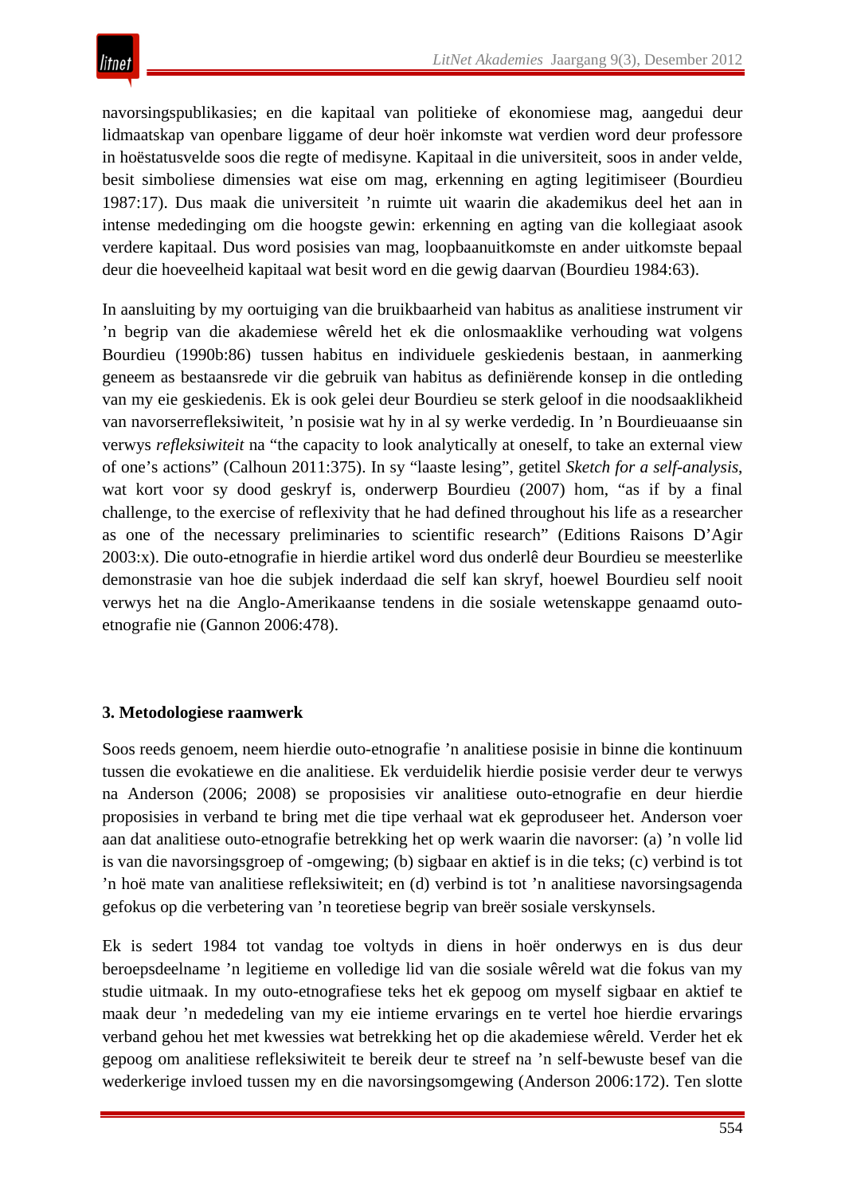navorsingspublikasies; en die kapitaal van politieke of ekonomiese mag, aangedui deur lidmaatskap van openbare liggame of deur hoër inkomste wat verdien word deur professore in hoëstatusvelde soos die regte of medisyne. Kapitaal in die universiteit, soos in ander velde, besit simboliese dimensies wat eise om mag, erkenning en agting legitimiseer (Bourdieu 1987:17). Dus maak die universiteit 'n ruimte uit waarin die akademikus deel het aan in intense mededinging om die hoogste gewin: erkenning en agting van die kollegiaat asook verdere kapitaal. Dus word posisies van mag, loopbaanuitkomste en ander uitkomste bepaal deur die hoeveelheid kapitaal wat besit word en die gewig daarvan (Bourdieu 1984:63).

In aansluiting by my oortuiging van die bruikbaarheid van habitus as analitiese instrument vir 'n begrip van die akademiese wêreld het ek die onlosmaaklike verhouding wat volgens Bourdieu (1990b:86) tussen habitus en individuele geskiedenis bestaan, in aanmerking geneem as bestaansrede vir die gebruik van habitus as definiërende konsep in die ontleding van my eie geskiedenis. Ek is ook gelei deur Bourdieu se sterk geloof in die noodsaaklikheid van navorserrefleksiwiteit, 'n posisie wat hy in al sy werke verdedig. In 'n Bourdieuaanse sin verwys *refleksiwiteit* na "the capacity to look analytically at oneself, to take an external view of one's actions" (Calhoun 2011:375). In sy "laaste lesing", getitel *Sketch for a self-analysis*, wat kort voor sy dood geskryf is, onderwerp Bourdieu (2007) hom, "as if by a final challenge, to the exercise of reflexivity that he had defined throughout his life as a researcher as one of the necessary preliminaries to scientific research" (Editions Raisons D'Agir 2003:x). Die outo-etnografie in hierdie artikel word dus onderlê deur Bourdieu se meesterlike demonstrasie van hoe die subjek inderdaad die self kan skryf, hoewel Bourdieu self nooit verwys het na die Anglo-Amerikaanse tendens in die sosiale wetenskappe genaamd outo-etnografie nie (Gannon 2006:478).

## 3. Metodologiese raamwerk

Soos reeds genoem, neem hierdie outo-etnografie 'n analitiese posisie in binne die kontinuum tussen die evokatiewe en die analitiese. Ek verduidelik hierdie posisie verder deur te verwys na Anderson (2006; 2008) se proposisies vir analitiese outo-etnografie en deur hierdie proposisies in verband te bring met die tipe verhaal wat ek geproduseer het. Anderson voer aan dat analitiese outo-etnografie betrekking het op werk waarin die navorser: (a) 'n volle lid is van die navorsingsgroep of -omgewing; (b) sigbaar en aktief is in die teks; (c) verbind is tot 'n hoë mate van analitiese refleksiwiteit; en (d) verbind is tot 'n analitiese navorsingsagenda gefokus op die verbetering van 'n teoretiese begrip van breër sosiale verskynsels.

Ek is sedert 1984 tot vandag toe voltyds in diens in hoër onderwys en is dus deur beroepsdeelname 'n legitieme en volledige lid van die sosiale wêreld wat die fokus van my studie uitmaak. In my outo-etnografiese teks het ek gepoog om myself sigbaar en aktief te maak deur 'n mededeling van my eie intieme ervarings en te vertel hoe hierdie ervarings verband gehou het met kwessies wat betrekking het op die akademiese wêreld. Verder het ek gepoog om analitiese refleksiwiteit te bereik deur te streef na 'n self-bewuste besef van die wederkerige invloed tussen my en die navorsingsomgewing (Anderson 2006:172). Ten slotte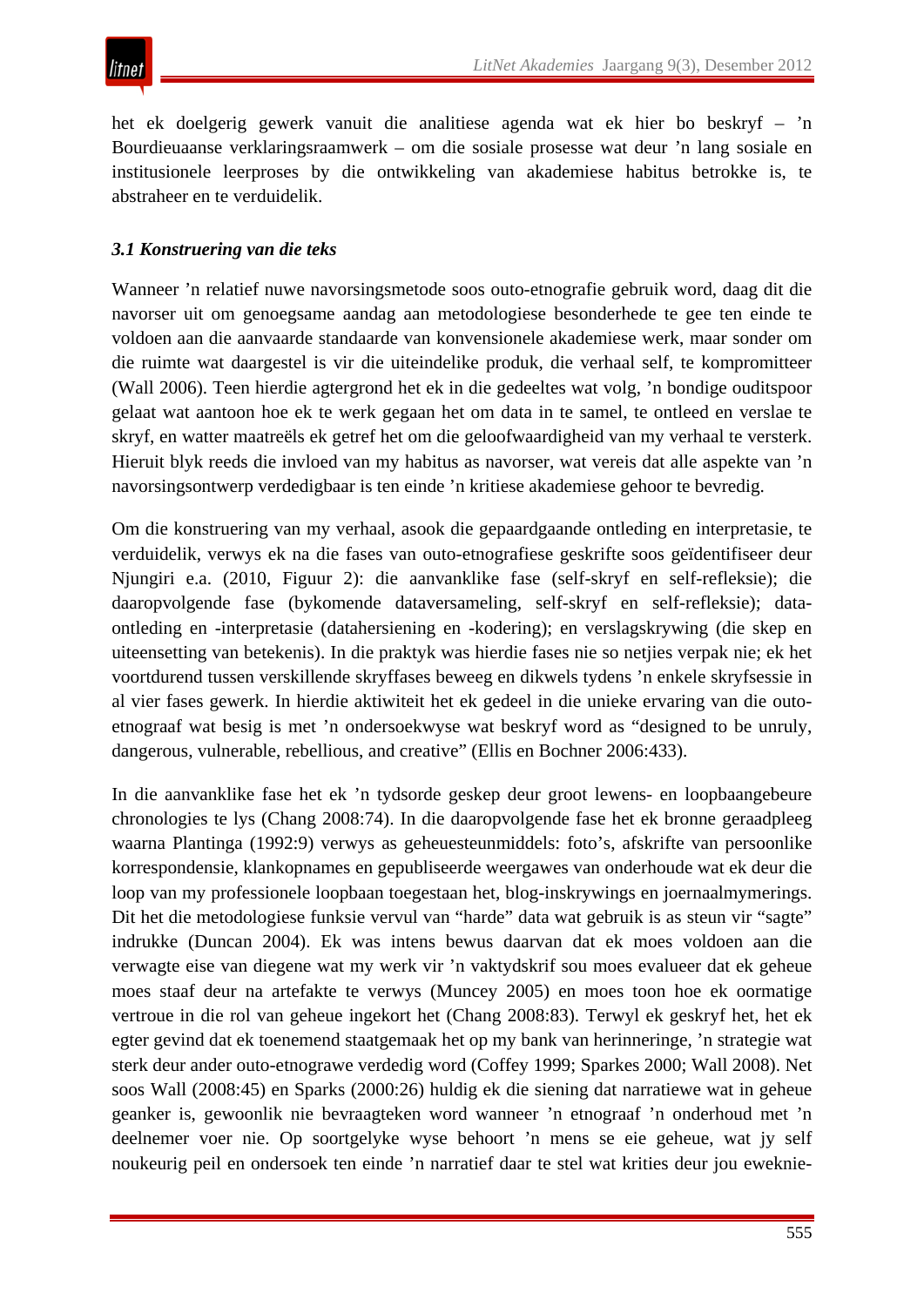het ek doelgerig gewerk vanuit die analitiese agenda wat ek hier bo beskryf – ’n Bourdieuaanse verklaringsraamwerk – om die sosiale prosesse wat deur ’n lang sosiale en institusionele leerproses by die ontwikkeling van akademiese habitus betrokke is, te abstraheer en te verduidelik.

### *3.1 Konstruering van die teks*

Wanneer ’n relatief nuwe navorsingsmetode soos outo-etnografie gebruik word, daag dit die navorser uit om genoegsame aandag aan metodologiese besonderhede te gee ten einde te voldoen aan die aanvaarde standaarde van konvensionele akademiese werk, maar sonder om die ruimte wat daargestel is vir die uiteindelike produk, die verhaal self, te kompromitteer (Wall 2006). Teen hierdie agtergrond het ek in die gedeeltes wat volg, ’n bondige ouditspoor gelaat wat aantoon hoe ek te werk gegaan het om data in te samel, te ontleed en verslae te skryf, en watter maatreëls ek getref het om die geloofwaardigheid van my verhaal te versterk. Hieruit blyk reeds die invloed van my habitus as navorser, wat vereis dat alle aspekte van ’n navorsingsontwerp verdedigbaar is ten einde ’n kritiese akademiese gehoor te bevredig.

Om die konstruering van my verhaal, asook die gepaardgaande ontleding en interpretasie, te verduidelik, verwys ek na die fases van outo-etnografiese geskrifte soos geïdentifiseer deur Njungiri e.a. (2010, Figuur 2): die aanvanklike fase (self-skryf en self-refleksie); die daaropvolgende fase (bykomende dataversameling, self-skryf en self-refleksie); data-ontleding en -interpretasie (datahersiening en -kodering); en verslagskrywing (die skep en uiteensetting van betekenis). In die praktyk was hierdie fases nie so netjies verpak nie; ek het voortdurend tussen verskillende skryffases beweeg en dikwels tydens ’n enkele skryfsessie in al vier fases gewerk. In hierdie aktiwiteit het ek gedeel in die unieke ervaring van die outo-etnograaf wat besig is met ’n ondersoekwyse wat beskryf word as “designed to be unruly, dangerous, vulnerable, rebellious, and creative” (Ellis en Bochner 2006:433).

In die aanvanklike fase het ek ’n tydsorde geskep deur groot lewens- en loopbaangebeure chronologies te lys (Chang 2008:74). In die daaropvolgende fase het ek bronne geraadpleeg waarna Plantinga (1992:9) verwys as geheuesteunmiddels: foto’s, afskrifte van persoonlike korrespondensie, klankopnames en gepubliseerde weergawes van onderhoude wat ek deur die loop van my professionele loopbaan toegestaan het, blog-inskrywings en joernaalmymerings. Dit het die metodologiese funksie vervul van “harde” data wat gebruik is as steun vir “sagte” indrukke (Duncan 2004). Ek was intens bewus daarvan dat ek moes voldoen aan die verwagte eise van diegene wat my werk vir ’n vaktydskrif sou moes evalueer dat ek geheue moes staaf deur na artefakte te verwys (Muncey 2005) en moes toon hoe ek oormatige vertroue in die rol van geheue ingekort het (Chang 2008:83). Terwyl ek geskryf het, het ek egter gevind dat ek toenemend staatgemaak het op my bank van herinneringe, ’n strategie wat sterk deur ander outo-etnograwe verdedig word (Coffey 1999; Sparkes 2000; Wall 2008). Net soos Wall (2008:45) en Sparks (2000:26) huldig ek die siening dat narratiewe wat in geheue geanker is, gewoonlik nie bevraagteken word wanneer ’n etnograaf ’n onderhoud met ’n deelnemer voer nie. Op soortgelyke wyse behoort ’n mens se eie geheue, wat jy self noukeurig peil en ondersoek ten einde ’n narratief daar te stel wat krities deur jou eweknie-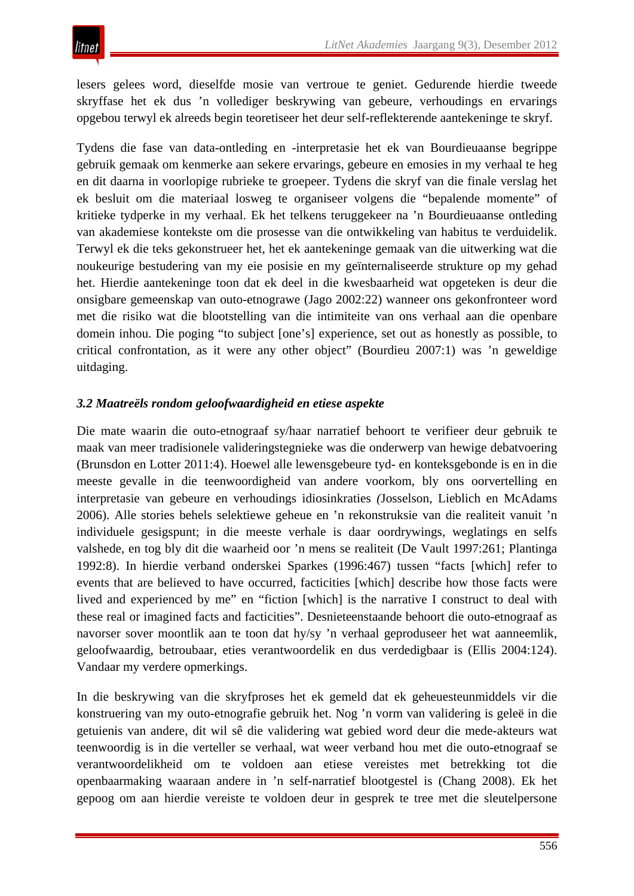lesers gelees word, dieselfde mosie van vertroue te geniet. Gedurende hierdie tweede skryffase het ek dus ’n vollediger beskrywing van gebeure, verhoudings en ervarings opgebou terwyl ek alreeds begin teoretiseer het deur self-reflekterende aantekeninge te skryf.

Tydens die fase van data-ontleding en -interpretasie het ek van Bourdieuaanse begrippe gebruik gemaak om kenmerke aan sekere ervarings, gebeure en emosies in my verhaal te heg en dit daarna in voorlopige rubrieke te groepeer. Tydens die skryf van die finale verslag het ek besluit om die materiaal losweg te organiseer volgens die “bepalende momente” of kritieke tydperke in my verhaal. Ek het telkens teruggekeer na ’n Bourdieuaanse ontleding van akademiese kontekste om die prosesse van die ontwikkeling van habitus te verduidelik. Terwyl ek die teks gekonstrueer het, het ek aantekeninge gemaak van die uitwerking wat die noukeurige bestudering van my eie posisie en my geïnternaliseerde strukture op my gehad het. Hierdie aantekeninge toon dat ek deel in die kwesbaarheid wat opgeteken is deur die onsigbare gemeenskap van outo-etnograwe (Jago 2002:22) wanneer ons gekonfronteer word met die risiko wat die blootstelling van die intimiteite van ons verhaal aan die openbare domein inhou. Die poging “to subject [one’s] experience, set out as honestly as possible, to critical confrontation, as it were any other object” (Bourdieu 2007:1) was ’n geweldige uitdaging.

### *3.2 Maatreëls rondom geloofwaardigheid en etiese aspekte*

Die mate waarin die outo-etnograaf sy/haar narratief behoort te verifieer deur gebruik te maak van meer tradisionele valideringstegnieke was die onderwerp van hewige debatvoering (Brunsdon en Lotter 2011:4). Hoewel alle lewensgebeure tyd- en konteksgebonde is en in die meeste gevalle in die teenwoordigheid van andere voorkom, bly ons oorvertelling en interpretasie van gebeure en verhoudings idiosinkraties *(*Josselson, Lieblich en McAdams 2006). Alle stories behels selektiewe geheue en ’n rekonstruksie van die realiteit vanuit ’n individuele gesigspunt; in die meeste verhale is daar oordrywings, weglatings en selfs valshede, en tog bly dit die waarheid oor ’n mens se realiteit (De Vault 1997:261; Plantinga 1992:8). In hierdie verband onderskei Sparkes (1996:467) tussen “facts [which] refer to events that are believed to have occurred, facticities [which] describe how those facts were lived and experienced by me” en “fiction [which] is the narrative I construct to deal with these real or imagined facts and facticities”. Desnieteenstaande behoort die outo-etnograaf as navorser sover moontlik aan te toon dat hy/sy ’n verhaal geproduseer het wat aanneemlik, geloofwaardig, betroubaar, eties verantwoordelik en dus verdedigbaar is (Ellis 2004:124). Vandaar my verdere opmerkings.

In die beskrywing van die skryfproses het ek gemeld dat ek geheuesteunmiddels vir die konstruering van my outo-etnografie gebruik het. Nog ’n vorm van validering is geleë in die getuienis van andere, dit wil sê die validering wat gebied word deur die mede-akteurs wat teenwoordig is in die verteller se verhaal, wat weer verband hou met die outo-etnograaf se verantwoordelikheid om te voldoen aan etiese vereistes met betrekking tot die openbaarmaking waaraan andere in ’n self-narratief blootgestel is (Chang 2008). Ek het gepoog om aan hierdie vereiste te voldoen deur in gesprek te tree met die sleutelpersone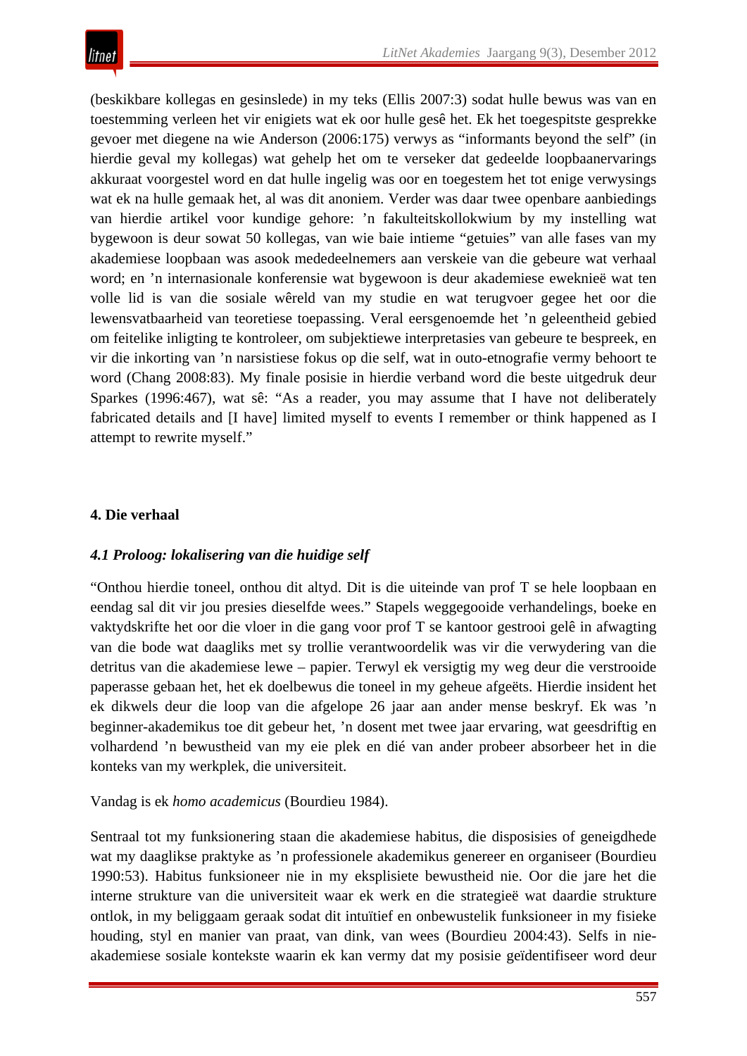(beskikbare kollegas en gesinslede) in my teks (Ellis 2007:3) sodat hulle bewus was van en toestemming verleen het vir enigiets wat ek oor hulle gesê het. Ek het toegespitste gesprekke gevoer met diegene na wie Anderson (2006:175) verwys as "informants beyond the self" (in hierdie geval my kollegas) wat gehelp het om te verseker dat gedeelde loopbaanervarings akkuraat voorgestel word en dat hulle ingelig was oor en toegestem het tot enige verwysings wat ek na hulle gemaak het, al was dit anoniem. Verder was daar twee openbare aanbiedings van hierdie artikel voor kundige gehore: 'n fakulteitskollokwium by my instelling wat bygewoon is deur sowat 50 kollegas, van wie baie intieme "getuies" van alle fases van my akademiese loopbaan was asook mededeelnemers aan verskeie van die gebeure wat verhaal word; en 'n internasionale konferensie wat bygewoon is deur akademiese eweknieë wat ten volle lid is van die sosiale wêreld van my studie en wat terugvoer gegee het oor die lewensvatbaarheid van teoretiese toepassing. Veral eersgenoemde het 'n geleentheid gebied om feitelike inligting te kontroleer, om subjektiewe interpretasies van gebeure te bespreek, en vir die inkorting van 'n narsistiese fokus op die self, wat in outo-etnografie vermy behoort te word (Chang 2008:83). My finale posisie in hierdie verband word die beste uitgedruk deur Sparkes (1996:467), wat sê: "As a reader, you may assume that I have not deliberately fabricated details and [I have] limited myself to events I remember or think happened as I attempt to rewrite myself."

## 4. Die verhaal

### *4.1 Proloog: lokalisering van die huidige self*

"Onthou hierdie toneel, onthou dit altyd. Dit is die uiteinde van prof T se hele loopbaan en eendag sal dit vir jou presies dieselfde wees." Stapels weggegooide verhandelings, boeke en vaktydskrifte het oor die vloer in die gang voor prof T se kantoor gestrooi gelê in afwagting van die bode wat daagliks met sy trollie verantwoordelik was vir die verwydering van die detritus van die akademiese lewe – papier. Terwyl ek versigtig my weg deur die verstrooide paperasse gebaan het, het ek doelbewus die toneel in my geheue afgeëts. Hierdie insident het ek dikwels deur die loop van die afgelope 26 jaar aan ander mense beskryf. Ek was 'n beginner-akademikus toe dit gebeur het, 'n dosent met twee jaar ervaring, wat geesdriftig en volhardend 'n bewustheid van my eie plek en dié van ander probeer absorbeer het in die konteks van my werkplek, die universiteit.

Vandag is ek *homo academicus* (Bourdieu 1984).

Sentraal tot my funksionering staan die akademiese habitus, die disposisies of geneigdhede wat my daaglikse praktyke as 'n professionele akademikus genereer en organiseer (Bourdieu 1990:53). Habitus funksioneer nie in my eksplisiete bewustheid nie. Oor die jare het die interne strukture van die universiteit waar ek werk en die strategieë wat daardie strukture ontlok, in my beliggaam geraak sodat dit intuïtief en onbewustelik funksioneer in my fisieke houding, styl en manier van praat, van dink, van wees (Bourdieu 2004:43). Selfs in nie-akademiese sosiale kontekste waarin ek kan vermy dat my posisie geïdentifiseer word deur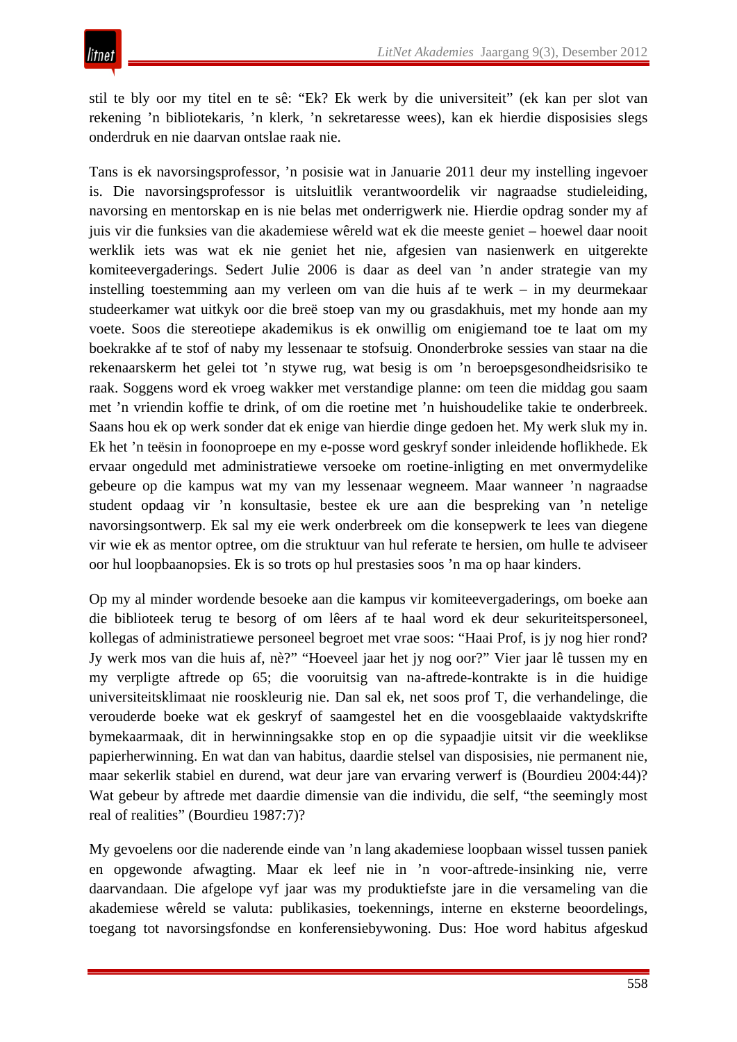stil te bly oor my titel en te sê: "Ek? Ek werk by die universiteit" (ek kan per slot van rekening 'n bibliotekaris, 'n klerk, 'n sekretaresse wees), kan ek hierdie disposisies slegs onderdruk en nie daarvan ontslae raak nie.

Tans is ek navorsingsprofessor, 'n posisie wat in Januarie 2011 deur my instelling ingevoer is. Die navorsingsprofessor is uitsluitlik verantwoordelik vir nagraadse studieleiding, navorsing en mentorskap en is nie belas met onderrigwerk nie. Hierdie opdrag sonder my af juis vir die funksies van die akademiese wêreld wat ek die meeste geniet – hoewel daar nooit werklik iets was wat ek nie geniet het nie, afgesien van nasienwerk en uitgerekte komiteevergaderings. Sedert Julie 2006 is daar as deel van 'n ander strategie van my instelling toestemming aan my verleen om van die huis af te werk – in my deurmekaar studeerkamer wat uitkyk oor die breë stoep van my ou grasdakhuis, met my honde aan my voete. Soos die stereotiepe akademikus is ek onwillig om enigiemand toe te laat om my boekrakke af te stof of naby my lessenaar te stofsuig. Ononderbroke sessies van staar na die rekenaarskerm het gelei tot 'n stywe rug, wat besig is om 'n beroepsgesondheidsrisiko te raak. Soggens word ek vroeg wakker met verstandige planne: om teen die middag gou saam met 'n vriendin koffie te drink, of om die roetine met 'n huishoudelike takie te onderbreek. Saans hou ek op werk sonder dat ek enige van hierdie dinge gedoen het. My werk sluk my in. Ek het 'n teësin in foonoproepe en my e-posse word geskryf sonder inleidende hoflikhede. Ek ervaar ongeduld met administratiewe versoeke om roetine-inligting en met onvermydelike gebeure op die kampus wat my van my lessenaar wegneem. Maar wanneer 'n nagraadse student opdaag vir 'n konsultasie, bestee ek ure aan die bespreking van 'n netelige navorsingsontwerp. Ek sal my eie werk onderbreek om die konsepwerk te lees van diegene vir wie ek as mentor optree, om die struktuur van hul referate te hersien, om hulle te adviseer oor hul loopbaanopsies. Ek is so trots op hul prestasies soos 'n ma op haar kinders.

Op my al minder wordende besoeke aan die kampus vir komiteevergaderings, om boeke aan die biblioteek terug te besorg of om lêers af te haal word ek deur sekuriteitspersoneel, kollegas of administratiewe personeel begroet met vrae soos: "Haai Prof, is jy nog hier rond? Jy werk mos van die huis af, nè?" "Hoeveel jaar het jy nog oor?" Vier jaar lê tussen my en my verpligte aftrede op 65; die vooruitsig van na-aftrede-kontrakte is in die huidige universiteitsklimaat nie rooskleurig nie. Dan sal ek, net soos prof T, die verhandelinge, die verouderde boeke wat ek geskryf of saamgestel het en die voosgeblaaide vaktydskrifte bymekaarmaak, dit in herwinningsakke stop en op die sypaadjie uitsit vir die weeklikse papierherwinning. En wat dan van habitus, daardie stelsel van disposisies, nie permanent nie, maar sekerlik stabiel en durend, wat deur jare van ervaring verwerf is (Bourdieu 2004:44)? Wat gebeur by aftrede met daardie dimensie van die individu, die self, "the seemingly most real of realities" (Bourdieu 1987:7)?

My gevoelens oor die naderende einde van 'n lang akademiese loopbaan wissel tussen paniek en opgewonde afwagting. Maar ek leef nie in 'n voor-aftrede-insinking nie, verre daarvandaan. Die afgelope vyf jaar was my produktiefste jare in die versameling van die akademiese wêreld se valuta: publikasies, toekennings, interne en eksterne beoordelings, toegang tot navorsingsfondse en konferensiebywoning. Dus: Hoe word habitus afgeskud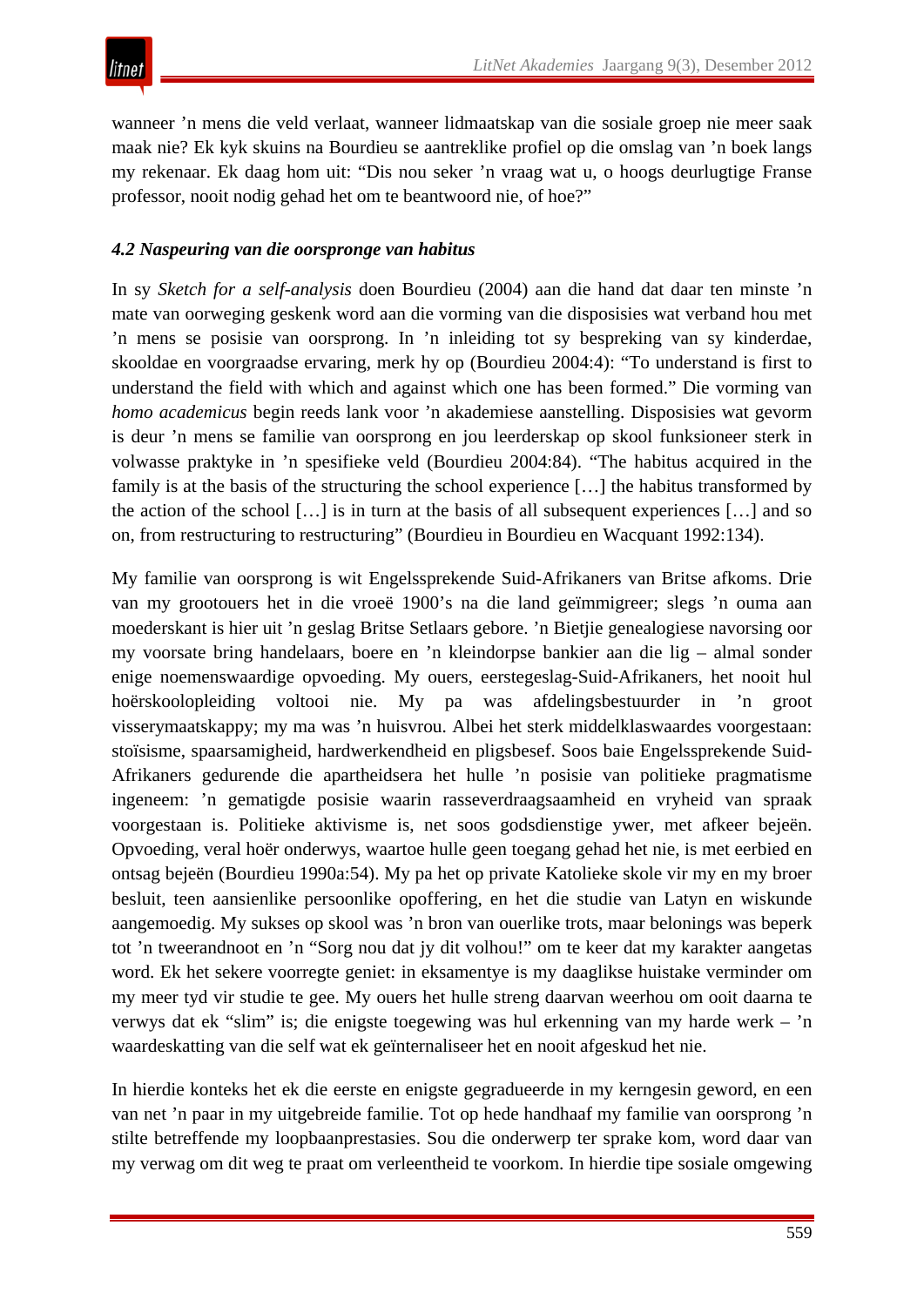wanneer ’n mens die veld verlaat, wanneer lidmaatskap van die sosiale groep nie meer saak maak nie? Ek kyk skuins na Bourdieu se aantreklike profiel op die omslag van ’n boek langs my rekenaar. Ek daag hom uit: “Dis nou seker ’n vraag wat u, o hoogs deurlugtige Franse professor, nooit nodig gehad het om te beantwoord nie, of hoe?”

### *4.2 Naspeuring van die oorspronge van habitus*

In sy *Sketch for a self-analysis* doen Bourdieu (2004) aan die hand dat daar ten minste ’n mate van oorweging geskenk word aan die vorming van die disposisies wat verband hou met ’n mens se posisie van oorsprong. In ’n inleiding tot sy bespreking van sy kinderdae, skooldae en voorgraadse ervaring, merk hy op (Bourdieu 2004:4): “To understand is first to understand the field with which and against which one has been formed.” Die vorming van *homo academicus* begin reeds lank voor ’n akademiese aanstelling. Disposisies wat gevorm is deur ’n mens se familie van oorsprong en jou leerderskap op skool funksioneer sterk in volwasse praktyke in ’n spesifieke veld (Bourdieu 2004:84). “The habitus acquired in the family is at the basis of the structuring the school experience […] the habitus transformed by the action of the school […] is in turn at the basis of all subsequent experiences […] and so on, from restructuring to restructuring” (Bourdieu in Bourdieu en Wacquant 1992:134).

My familie van oorsprong is wit Engelssprekende Suid-Afrikaners van Britse afkoms. Drie van my grootouers het in die vroeë 1900’s na die land geïmmigreer; slegs ’n ouma aan moederskant is hier uit ’n geslag Britse Setlaars gebore. ’n Bietjie genealogiese navorsing oor my voorsate bring handelaars, boere en ’n kleindorpse bankier aan die lig – almal sonder enige noemenswaardige opvoeding. My ouers, eerstegeslag-Suid-Afrikaners, het nooit hul hoërskoolopleiding voltooi nie. My pa was afdelingsbestuurder in ’n groot visserymaatskappy; my ma was ’n huisvrou. Albei het sterk middelklaswaardes voorgestaan: stoïsisme, spaarsamigheid, hardwerkendheid en pligsbesef. Soos baie Engelssprekende Suid-Afrikaners gedurende die apartheidsera het hulle ’n posisie van politieke pragmatisme ingeneem: ’n gematigde posisie waarin rasseverdraagsaamheid en vryheid van spraak voorgestaan is. Politieke aktivisme is, net soos godsdienstige ywer, met afkeer bejeën. Opvoeding, veral hoër onderwys, waartoe hulle geen toegang gehad het nie, is met eerbied en ontsag bejeën (Bourdieu 1990a:54). My pa het op private Katolieke skole vir my en my broer besluit, teen aansienlike persoonlike opoffering, en het die studie van Latyn en wiskunde aangemoedig. My sukses op skool was ’n bron van ouerlike trots, maar belonings was beperk tot ’n tweerandnoot en ’n “Sorg nou dat jy dit volhou!” om te keer dat my karakter aangetas word. Ek het sekere voorregte geniet: in eksamentye is my daaglikse huistake verminder om my meer tyd vir studie te gee. My ouers het hulle streng daarvan weerhou om ooit daarna te verwys dat ek “slim” is; die enigste toegewing was hul erkenning van my harde werk – ’n waardeskatting van die self wat ek geïnternaliseer het en nooit afgeskud het nie.

In hierdie konteks het ek die eerste en enigste gegradueerde in my kerngesin geword, en een van net ’n paar in my uitgebreide familie. Tot op hede handhaaf my familie van oorsprong ’n stilte betreffende my loopbaanprestasies. Sou die onderwerp ter sprake kom, word daar van my verwag om dit weg te praat om verleentheid te voorkom. In hierdie tipe sosiale omgewing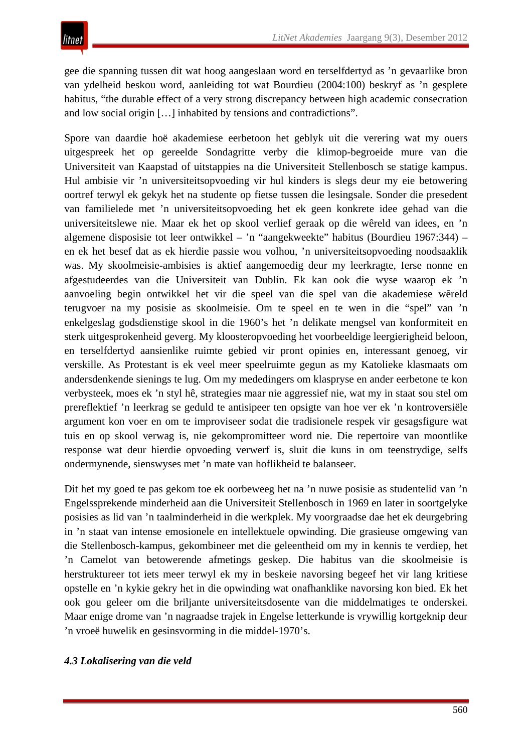gee die spanning tussen dit wat hoog aangeslaan word en terselfdertyd as ’n gevaarlike bron van ydelheid beskou word, aanleiding tot wat Bourdieu (2004:100) beskryf as ’n gesplete habitus, “the durable effect of a very strong discrepancy between high academic consecration and low social origin […] inhabited by tensions and contradictions”.

Spore van daardie hoë akademiese eerbetoon het geblyk uit die verering wat my ouers uitgespreek het op gereelde Sondagritte verby die klimop-begroeide mure van die Universiteit van Kaapstad of uitstappies na die Universiteit Stellenbosch se statige kampus. Hul ambisie vir ’n universiteitsopvoeding vir hul kinders is slegs deur my eie betowering oortref terwyl ek gekyk het na studente op fietse tussen die lesingsale. Sonder die presedent van familielede met ’n universiteitsopvoeding het ek geen konkrete idee gehad van die universiteitslewe nie. Maar ek het op skool verlief geraak op die wêreld van idees, en ’n algemene disposisie tot leer ontwikkel – ’n “aangekweekte” habitus (Bourdieu 1967:344) – en ek het besef dat as ek hierdie passie wou volhou, ’n universiteitsopvoeding noodsaaklik was. My skoolmeisie-ambisies is aktief aangemoedig deur my leerkragte, Ierse nonne en afgestudeerdes van die Universiteit van Dublin. Ek kan ook die wyse waarop ek ’n aanvoeling begin ontwikkel het vir die speel van die spel van die akademiese wêreld terugvoer na my posisie as skoolmeisie. Om te speel en te wen in die “spel” van ’n enkelgeslag godsdienstige skool in die 1960’s het ’n delikate mengsel van konformiteit en sterk uitgesprokenheid geverg. My kloosteropvoeding het voorbeeldige leergierigheid beloon, en terselfdertyd aansienlike ruimte gebied vir pront opinies en, interessant genoeg, vir verskille. As Protestant is ek veel meer speelruimte gegun as my Katolieke klasmaats om andersdenkende sienings te lug. Om my mededingers om klaspryse en ander eerbetone te kon verbysteek, moes ek ’n styl hê, strategies maar nie aggressief nie, wat my in staat sou stel om prereflektief ’n leerkrag se geduld te antisipeer ten opsigte van hoe ver ek ’n kontroversiële argument kon voer en om te improviseer sodat die tradisionele respek vir gesagsfigure wat tuis en op skool verwag is, nie gekompromitteer word nie. Die repertoire van moontlike response wat deur hierdie opvoeding verwerf is, sluit die kuns in om teenstrydige, selfs ondermynende, sienswyses met ’n mate van hoflikheid te balanseer.

Dit het my goed te pas gekom toe ek oorbeweeg het na ’n nuwe posisie as studentelid van ’n Engelssprekende minderheid aan die Universiteit Stellenbosch in 1969 en later in soortgelyke posisies as lid van ’n taalminderheid in die werkplek. My voorgraadse dae het ek deurgebring in ’n staat van intense emosionele en intellektuele opwinding. Die grasieuse omgewing van die Stellenbosch-kampus, gekombineer met die geleentheid om my in kennis te verdiep, het ’n Camelot van betowerende afmetings geskep. Die habitus van die skoolmeisie is herstruktureer tot iets meer terwyl ek my in beskeie navorsing begeef het vir lang kritiese opstelle en ’n kykie gekry het in die opwinding wat onafhanklike navorsing kon bied. Ek het ook gou geleer om die briljante universiteitsdosente van die middelmatiges te onderskei. Maar enige drome van ’n nagraadse trajek in Engelse letterkunde is vrywillig kortgeknip deur ’n vroeë huwelik en gesinsvorming in die middel-1970’s.

### *4.3 Lokalisering van die veld*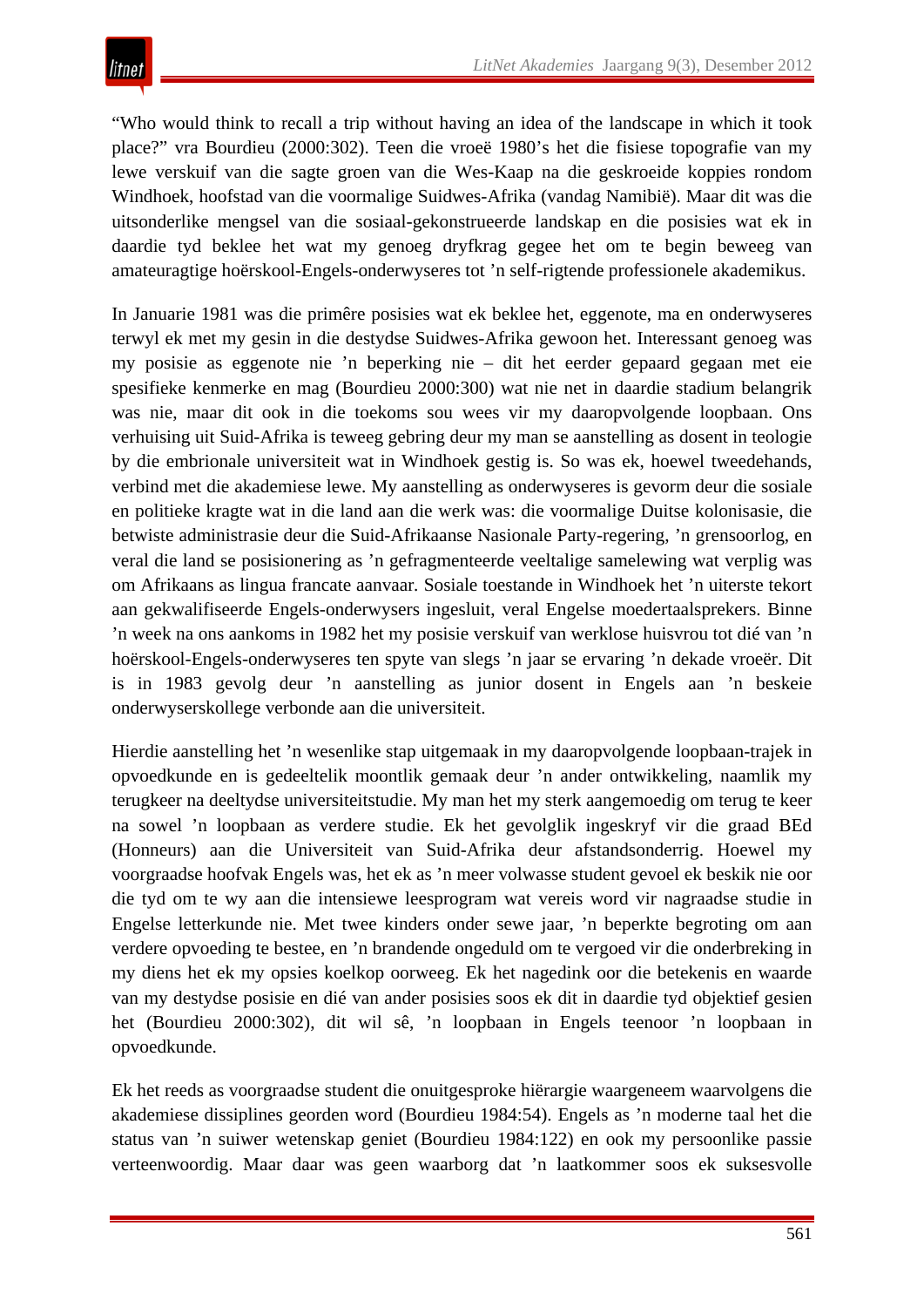"Who would think to recall a trip without having an idea of the landscape in which it took place?" vra Bourdieu (2000:302). Teen die vroeë 1980's het die fisiese topografie van my lewe verskuif van die sagte groen van die Wes-Kaap na die geskroeide koppies rondom Windhoek, hoofstad van die voormalige Suidwes-Afrika (vandag Namibië). Maar dit was die uitsonderlike mengsel van die sosiaal-gekonstrueerde landskap en die posisies wat ek in daardie tyd beklee het wat my genoeg dryfkrag gegee het om te begin beweeg van amateuragtige hoërskool-Engels-onderwyseres tot 'n self-rigtende professionele akademikus.

In Januarie 1981 was die primêre posisies wat ek beklee het, eggenote, ma en onderwyseres terwyl ek met my gesin in die destydse Suidwes-Afrika gewoon het. Interessant genoeg was my posisie as eggenote nie 'n beperking nie – dit het eerder gepaard gegaan met eie spesifieke kenmerke en mag (Bourdieu 2000:300) wat nie net in daardie stadium belangrik was nie, maar dit ook in die toekoms sou wees vir my daaropvolgende loopbaan. Ons verhuising uit Suid-Afrika is teweeg gebring deur my man se aanstelling as dosent in teologie by die embrionale universiteit wat in Windhoek gestig is. So was ek, hoewel tweedehands, verbind met die akademiese lewe. My aanstelling as onderwyseres is gevorm deur die sosiale en politieke kragte wat in die land aan die werk was: die voormalige Duitse kolonisasie, die betwiste administrasie deur die Suid-Afrikaanse Nasionale Party-regering, 'n grensoorlog, en veral die land se posisionering as 'n gefragmenteerde veeltalige samelewing wat verplig was om Afrikaans as lingua francate aanvaar. Sosiale toestande in Windhoek het 'n uiterste tekort aan gekwalifiseerde Engels-onderwysers ingesluit, veral Engelse moedertaalsprekers. Binne 'n week na ons aankoms in 1982 het my posisie verskuif van werklose huisvrou tot dié van 'n hoërskool-Engels-onderwyseres ten spyte van slegs 'n jaar se ervaring 'n dekade vroeër. Dit is in 1983 gevolg deur 'n aanstelling as junior dosent in Engels aan 'n beskeie onderwyserskollege verbonde aan die universiteit.

Hierdie aanstelling het 'n wesenlike stap uitgemaak in my daaropvolgende loopbaan-trajek in opvoedkunde en is gedeeltelik moontlik gemaak deur 'n ander ontwikkeling, naamlik my terugkeer na deeltydse universiteitstudie. My man het my sterk aangemoedig om terug te keer na sowel 'n loopbaan as verdere studie. Ek het gevolglik ingeskryf vir die graad BEd (Honneurs) aan die Universiteit van Suid-Afrika deur afstandsonderrig. Hoewel my voorgraadse hoofvak Engels was, het ek as 'n meer volwasse student gevoel ek beskik nie oor die tyd om te wy aan die intensiewe leesprogram wat vereis word vir nagraadse studie in Engelse letterkunde nie. Met twee kinders onder sewe jaar, 'n beperkte begroting om aan verdere opvoeding te bestee, en 'n brandende ongeduld om te vergoed vir die onderbreking in my diens het ek my opsies koelkop oorweeg. Ek het nagedink oor die betekenis en waarde van my destydse posisie en dié van ander posisies soos ek dit in daardie tyd objektief gesien het (Bourdieu 2000:302), dit wil sê, 'n loopbaan in Engels teenoor 'n loopbaan in opvoedkunde.

Ek het reeds as voorgraadse student die onuitgesproke hiërargie waargeneem waarvolgens die akademiese dissiplines georden word (Bourdieu 1984:54). Engels as 'n moderne taal het die status van 'n suiwer wetenskap geniet (Bourdieu 1984:122) en ook my persoonlike passie verteenwoordig. Maar daar was geen waarborg dat 'n laatkommer soos ek suksesvolle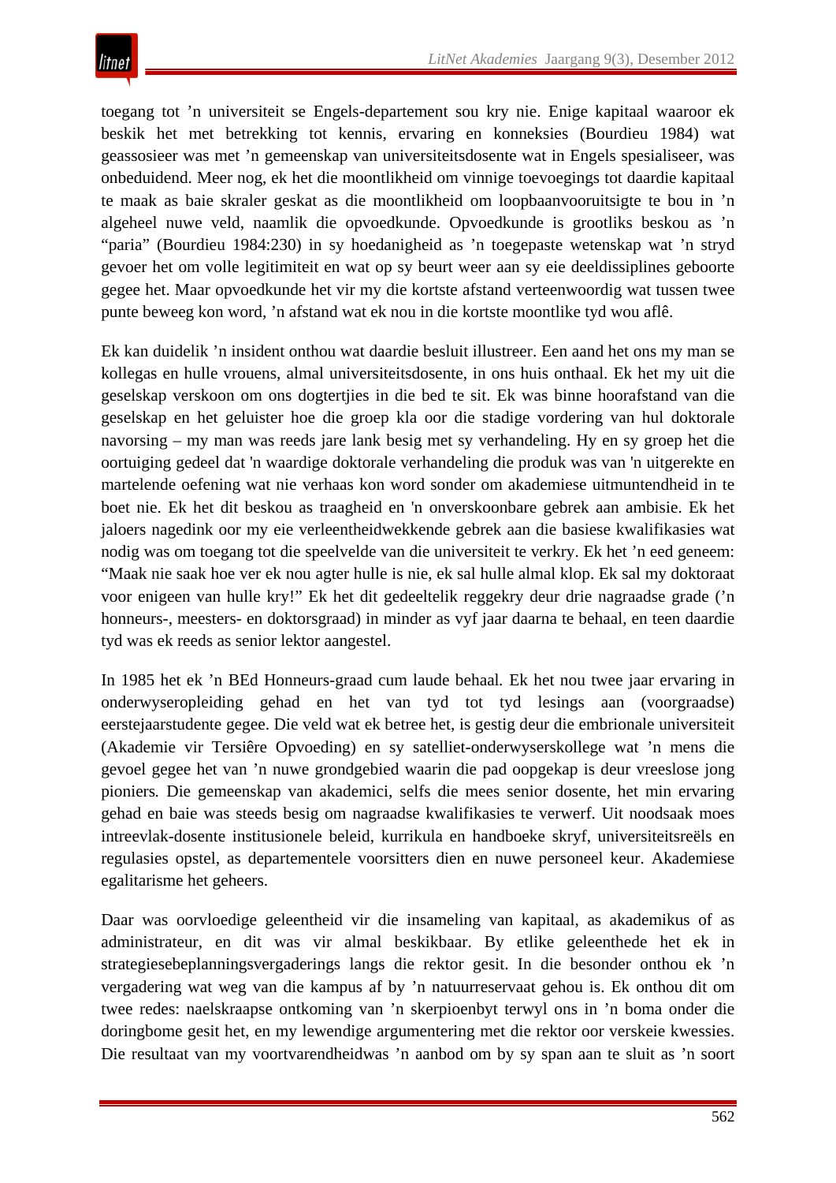toegang tot ’n universiteit se Engels-departement sou kry nie. Enige kapitaal waaroor ek beskik het met betrekking tot kennis, ervaring en konneksies (Bourdieu 1984) wat geassosieer was met ’n gemeenskap van universiteitsdosente wat in Engels spesialiseer, was onbeduidend. Meer nog, ek het die moontlikheid om vinnige toevoegings tot daardie kapitaal te maak as baie skraler geskat as die moontlikheid om loopbaanvooruitsigte te bou in ’n algeheel nuwe veld, naamlik die opvoedkunde. Opvoedkunde is grootliks beskou as ’n “paria” (Bourdieu 1984:230) in sy hoedanigheid as ’n toegepaste wetenskap wat ’n stryd gevoer het om volle legitimiteit en wat op sy beurt weer aan sy eie deeldissiplines geboorte gegee het. Maar opvoedkunde het vir my die kortste afstand verteenwoordig wat tussen twee punte beweeg kon word, ’n afstand wat ek nou in die kortste moontlike tyd wou aflê.

Ek kan duidelik ’n insident onthou wat daardie besluit illustreer. Een aand het ons my man se kollegas en hulle vrouens, almal universiteitsdosente, in ons huis onthaal. Ek het my uit die geselskap verskoon om ons dogtertjies in die bed te sit. Ek was binne hoorafstand van die geselskap en het geluister hoe die groep kla oor die stadige vordering van hul doktorale navorsing – my man was reeds jare lank besig met sy verhandeling. Hy en sy groep het die oortuiging gedeel dat 'n waardige doktorale verhandeling die produk was van 'n uitgerekte en martelende oefening wat nie verhaas kon word sonder om akademiese uitmuntendheid in te boet nie. Ek het dit beskou as traagheid en 'n onverskoonbare gebrek aan ambisie. Ek het jaloers nagedink oor my eie verleentheidwekkende gebrek aan die basiese kwalifikasies wat nodig was om toegang tot die speelvelde van die universiteit te verkry. Ek het ’n eed geneem: “Maak nie saak hoe ver ek nou agter hulle is nie, ek sal hulle almal klop. Ek sal my doktoraat voor enigeen van hulle kry!” Ek het dit gedeeltelik reggekry deur drie nagraadse grade (’n honneurs-, meesters- en doktorsgraad) in minder as vyf jaar daarna te behaal, en teen daardie tyd was ek reeds as senior lektor aangestel.

In 1985 het ek ’n BEd Honneurs-graad cum laude behaal. Ek het nou twee jaar ervaring in onderwyseropleiding gehad en het van tyd tot tyd lesings aan (voorgraadse) eerstejaarstudente gegee. Die veld wat ek betree het, is gestig deur die embrionale universiteit (Akademie vir Tersiêre Opvoeding) en sy satelliet-onderwyserskollege wat ’n mens die gevoel gegee het van ’n nuwe grondgebied waarin die pad oopgekap is deur vreeslose jong pioniers. Die gemeenskap van akademici, selfs die mees senior dosente, het min ervaring gehad en baie was steeds besig om nagraadse kwalifikasies te verwerf. Uit noodsaak moes intreevlak-dosente institusionele beleid, kurrikula en handboeke skryf, universiteitsreëls en regulasies opstel, as departementele voorsitters dien en nuwe personeel keur. Akademiese egalitarisme het geheers.

Daar was oorvloedige geleentheid vir die insameling van kapitaal, as akademikus of as administrateur, en dit was vir almal beskikbaar. By etlike geleenthede het ek in strategiesebeplanningsvergaderings langs die rektor gesit. In die besonder onthou ek ’n vergadering wat weg van die kampus af by ’n natuurreservaat gehou is. Ek onthou dit om twee redes: naelskraapse ontkoming van ’n skerpioenbyt terwyl ons in ’n boma onder die doringbome gesit het, en my lewendige argumentering met die rektor oor verskeie kwessies. Die resultaat van my voortvarendheidwas ’n aanbod om by sy span aan te sluit as ’n soort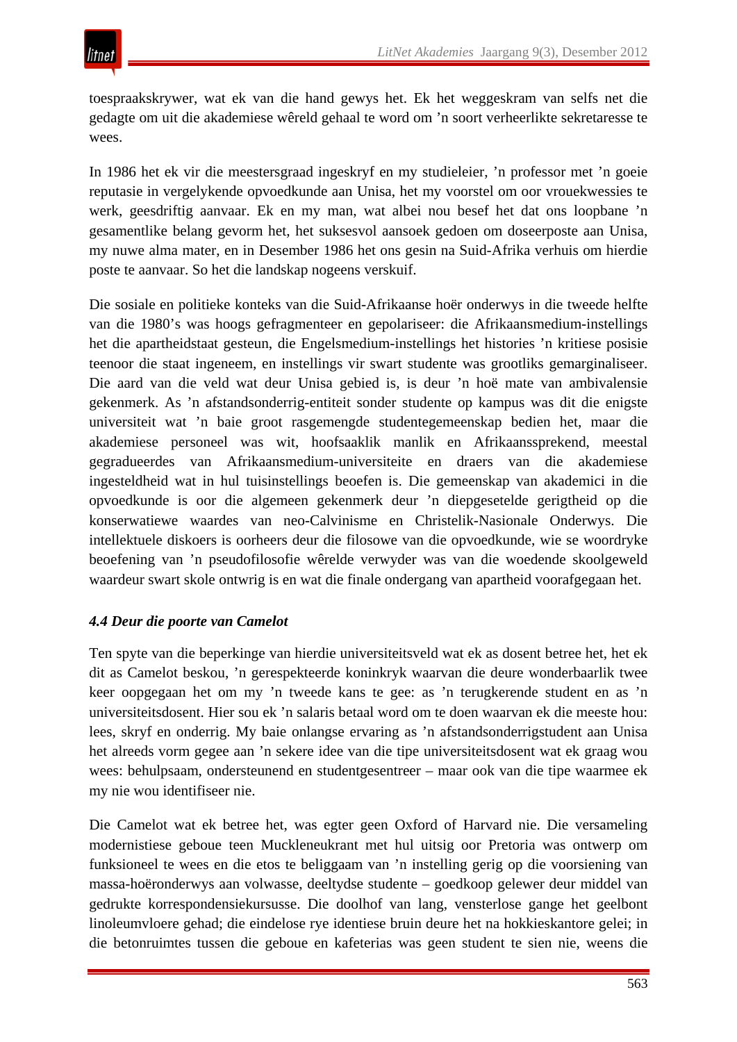toespraakskrywer, wat ek van die hand gewys het. Ek het weggeskram van selfs net die gedagte om uit die akademiese wêreld gehaal te word om ’n soort verheerlikte sekretaresse te wees.

In 1986 het ek vir die meestersgraad ingeskryf en my studieleier, ’n professor met ’n goeie reputasie in vergelykende opvoedkunde aan Unisa, het my voorstel om oor vrouekwessies te werk, geesdriftig aanvaar. Ek en my man, wat albei nou besef het dat ons loopbane ’n gesamentlike belang gevorm het, het suksesvol aansoek gedoen om doseerposte aan Unisa, my nuwe alma mater, en in Desember 1986 het ons gesin na Suid-Afrika verhuis om hierdie poste te aanvaar. So het die landskap nogeens verskuif.

Die sosiale en politieke konteks van die Suid-Afrikaanse hoër onderwys in die tweede helfte van die 1980’s was hoogs gefragmenteer en gepolariseer: die Afrikaansmedium-instellings het die apartheidstaat gesteun, die Engelsmedium-instellings het histories ’n kritiese posisie teenoor die staat ingeneem, en instellings vir swart studente was grootliks gemarginaliseer. Die aard van die veld wat deur Unisa gebied is, is deur ’n hoë mate van ambivalensie gekenmerk. As ’n afstandsonderrig-entiteit sonder studente op kampus was dit die enigste universiteit wat ’n baie groot rasgemengde studentegemeenskap bedien het, maar die akademiese personeel was wit, hoofsaaklik manlik en Afrikaanssprekend, meestal gegradueerdes van Afrikaansmedium-universiteite en draers van die akademiese ingesteldheid wat in hul tuisinstellings beoefen is. Die gemeenskap van akademici in die opvoedkunde is oor die algemeen gekenmerk deur ’n diepgesetelde gerigtheid op die konserwatiewe waardes van neo-Calvinisme en Christelik-Nasionale Onderwys. Die intellektuele diskoers is oorheers deur die filosowe van die opvoedkunde, wie se woordryke beoefening van ’n pseudofilosofie wêrelde verwyder was van die woedende skoolgeweld waardeur swart skole ontwrig is en wat die finale ondergang van apartheid voorafgegaan het.

### *4.4 Deur die poorte van Camelot*

Ten spyte van die beperkinge van hierdie universiteitsveld wat ek as dosent betree het, het ek dit as Camelot beskou, ’n gerespekteerde koninkryk waarvan die deure wonderbaarlik twee keer oopgegaan het om my ’n tweede kans te gee: as ’n terugkerende student en as ’n universiteitsdosent. Hier sou ek ’n salaris betaal word om te doen waarvan ek die meeste hou: lees, skryf en onderrig. My baie onlangse ervaring as ’n afstandsonderrigstudent aan Unisa het alreeds vorm gegee aan ’n sekere idee van die tipe universiteitsdosent wat ek graag wou wees: behulpsaam, ondersteunend en studentgesentreer – maar ook van die tipe waarmee ek my nie wou identifiseer nie.

Die Camelot wat ek betree het, was egter geen Oxford of Harvard nie. Die versameling modernistiese geboue teen Muckleneukrant met hul uitsig oor Pretoria was ontwerp om funksioneel te wees en die etos te beliggaam van ’n instelling gerig op die voorsiening van massa-hoëronderwys aan volwasse, deeltydse studente – goedkoop gelewer deur middel van gedrukte korrespondensiekursusse. Die doolhof van lang, vensterlose gange het geelbont linoleumvloere gehad; die eindelose rye identiese bruin deure het na hokkieskantore gelei; in die betonruimtes tussen die geboue en kafeterias was geen student te sien nie, weens die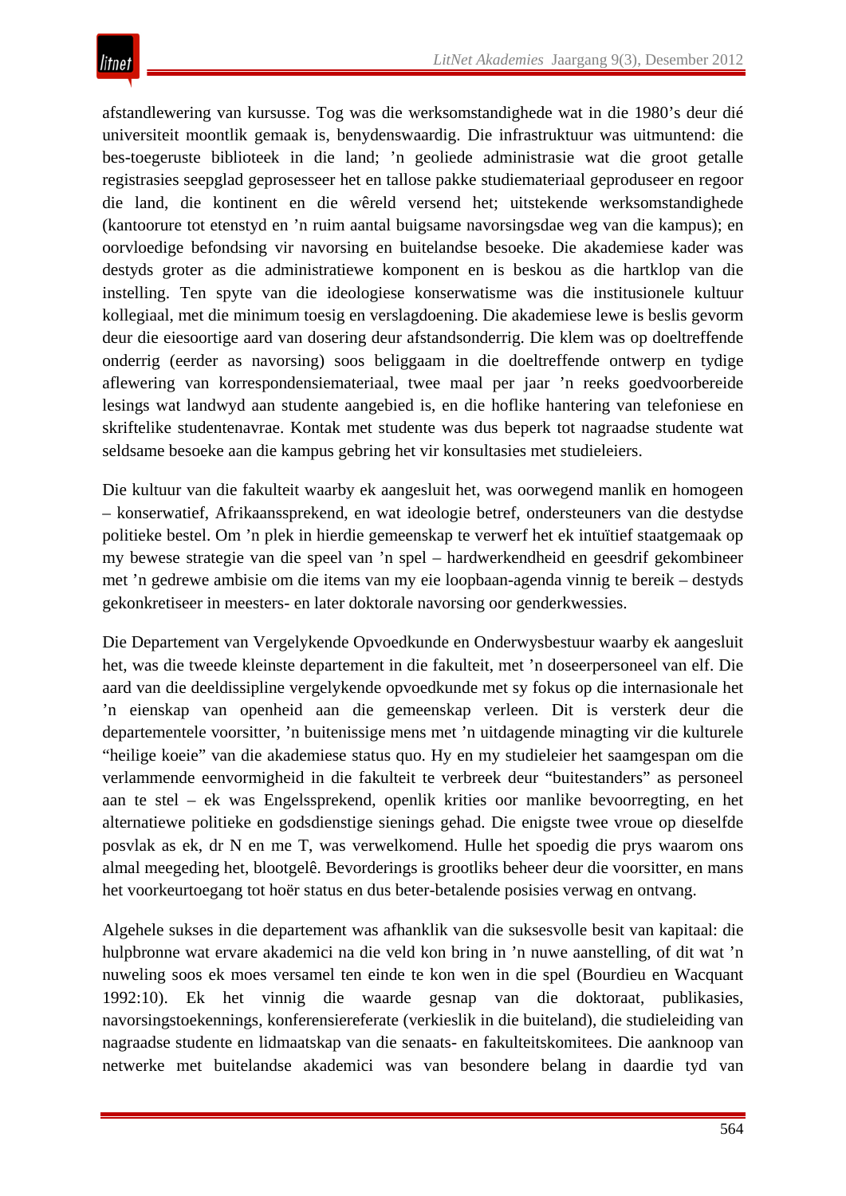afstandlewering van kursusse. Tog was die werksomstandighede wat in die 1980's deur dié universiteit moontlik gemaak is, benydenswaardig. Die infrastruktuur was uitmuntend: die bes-toegeruste biblioteek in die land; 'n geoliede administrasie wat die groot getalle registrasies seepglad geprosesseer het en tallose pakke studiemateriaal geproduseer en regoor die land, die kontinent en die wêreld versend het; uitstekende werksomstandighede (kantoorure tot etenstyd en 'n ruim aantal buigsame navorsingsdae weg van die kampus); en oorvloedige befondsing vir navorsing en buitelandse besoeke. Die akademiese kader was destyds groter as die administratiewe komponent en is beskou as die hartklop van die instelling. Ten spyte van die ideologiese konserwatisme was die institusionele kultuur kollegiaal, met die minimum toesig en verslagdoening. Die akademiese lewe is beslis gevorm deur die eiesoortige aard van dosering deur afstandsonderrig. Die klem was op doeltreffende onderrig (eerder as navorsing) soos beliggaam in die doeltreffende ontwerp en tydige aflewering van korrespondensiemateriaal, twee maal per jaar 'n reeks goedvoorbereide lesings wat landwyd aan studente aangebied is, en die hoflike hantering van telefoniese en skriftelike studentenavrae. Kontak met studente was dus beperk tot nagraadse studente wat seldsame besoeke aan die kampus gebring het vir konsultasies met studieleiers.

Die kultuur van die fakulteit waarby ek aangesluit het, was oorwegend manlik en homogeen – konserwatief, Afrikaanssprekend, en wat ideologie betref, ondersteuners van die destydse politieke bestel. Om 'n plek in hierdie gemeenskap te verwerf het ek intuïtief staatgemaak op my bewese strategie van die speel van 'n spel – hardwerkendheid en geesdrif gekombineer met 'n gedrewe ambisie om die items van my eie loopbaan-agenda vinnig te bereik – destyds gekonkretiseer in meesters- en later doktorale navorsing oor genderkwessies.

Die Departement van Vergelykende Opvoedkunde en Onderwysbestuur waarby ek aangesluit het, was die tweede kleinste departement in die fakulteit, met 'n doseerpersoneel van elf. Die aard van die deeldissipline vergelykende opvoedkunde met sy fokus op die internasionale het 'n eienskap van openheid aan die gemeenskap verleen. Dit is versterk deur die departementele voorsitter, 'n buitenissige mens met 'n uitdagende minagting vir die kulturele "heilige koeie" van die akademiese status quo. Hy en my studieleier het saamgespan om die verlammende eenvormigheid in die fakulteit te verbreek deur "buitestanders" as personeel aan te stel – ek was Engelssprekend, openlik krities oor manlike bevoorregting, en het alternatiewe politieke en godsdienstige sienings gehad. Die enigste twee vroue op dieselfde posvlak as ek, dr N en me T, was verwelkomend. Hulle het spoedig die prys waarom ons almal meegeding het, blootgelê. Bevorderings is grootliks beheer deur die voorsitter, en mans het voorkeurtoegang tot hoër status en dus beter-betalende posisies verwag en ontvang.

Algehele sukses in die departement was afhanklik van die suksesvolle besit van kapitaal: die hulpbronne wat ervare akademici na die veld kon bring in 'n nuwe aanstelling, of dit wat 'n nuweling soos ek moes versamel ten einde te kon wen in die spel (Bourdieu en Wacquant 1992:10). Ek het vinnig die waarde gesnap van die doktoraat, publikasies, navorsingstoekennings, konferensiereferate (verkieslik in die buiteland), die studieleiding van nagraadse studente en lidmaatskap van die senaats- en fakulteitskomitees. Die aanknoop van netwerke met buitelandse akademici was van besondere belang in daardie tyd van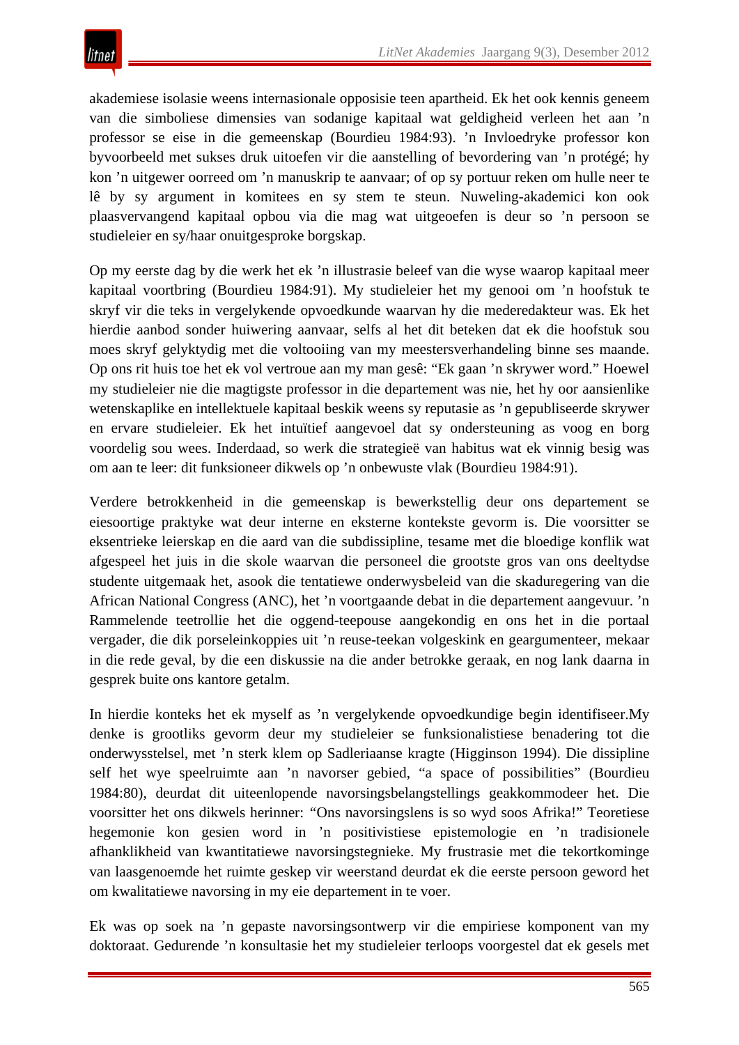akademiese isolasie weens internasionale opposisie teen apartheid. Ek het ook kennis geneem van die simboliese dimensies van sodanige kapitaal wat geldigheid verleen het aan ’n professor se eise in die gemeenskap (Bourdieu 1984:93). ’n Invloedryke professor kon byvoorbeeld met sukses druk uitoefen vir die aanstelling of bevordering van ’n protégé; hy kon ’n uitgewer oorreed om ’n manuskrip te aanvaar; of op sy portuur reken om hulle neer te lê by sy argument in komitees en sy stem te steun. Nuweling-akademici kon ook plaasvervangend kapitaal opbou via die mag wat uitgeoefen is deur so ’n persoon se studieleier en sy/haar onuitgesproke borgskap.

Op my eerste dag by die werk het ek ’n illustrasie beleef van die wyse waarop kapitaal meer kapitaal voortbring (Bourdieu 1984:91). My studieleier het my genooi om ’n hoofstuk te skryf vir die teks in vergelykende opvoedkunde waarvan hy die mederedakteur was. Ek het hierdie aanbod sonder huiwering aanvaar, selfs al het dit beteken dat ek die hoofstuk sou moes skryf gelyktydig met die voltooiing van my meestersverhandeling binne ses maande. Op ons rit huis toe het ek vol vertroue aan my man gesê: “Ek gaan ’n skrywer word.” Hoewel my studieleier nie die magtigste professor in die departement was nie, het hy oor aansienlike wetenskaplike en intellektuele kapitaal beskik weens sy reputasie as ’n gepubliseerde skrywer en ervare studieleier. Ek het intuïtief aangevoel dat sy ondersteuning as voog en borg voordelig sou wees. Inderdaad, so werk die strategieë van habitus wat ek vinnig besig was om aan te leer: dit funksioneer dikwels op ’n onbewuste vlak (Bourdieu 1984:91).

Verdere betrokkenheid in die gemeenskap is bewerkstellig deur ons departement se eiesoortige praktyke wat deur interne en eksterne kontekste gevorm is. Die voorsitter se eksentrieke leierskap en die aard van die subdissipline, tesame met die bloedige konflik wat afgespeel het juis in die skole waarvan die personeel die grootste gros van ons deeltydse studente uitgemaak het, asook die tentatiewe onderwysbeleid van die skaduregering van die African National Congress (ANC), het ’n voortgaande debat in die departement aangevuur. ’n Rammelende teetrollie het die oggend-teepouse aangekondig en ons het in die portaal vergader, die dik porseleinkoppies uit ’n reuse-teekan volgeskink en geargumenteer, mekaar in die rede geval, by die een diskussie na die ander betrokke geraak, en nog lank daarna in gesprek buite ons kantore getalm.

In hierdie konteks het ek myself as ’n vergelykende opvoedkundige begin identifiseer.My denke is grootliks gevorm deur my studieleier se funksionalistiese benadering tot die onderwysstelsel, met ’n sterk klem op Sadleriaanse kragte (Higginson 1994). Die dissipline self het wye speelruimte aan ’n navorser gebied, “a space of possibilities” (Bourdieu 1984:80), deurdat dit uiteenlopende navorsingsbelangstellings geakkommodeer het. Die voorsitter het ons dikwels herinner: “Ons navorsingslens is so wyd soos Afrika!” Teoretiese hegemonie kon gesien word in ’n positivistiese epistemologie en ’n tradisionele afhanklikheid van kwantitatiewe navorsingstegnieke. My frustrasie met die tekortkominge van laasgenoemde het ruimte geskep vir weerstand deurdat ek die eerste persoon geword het om kwalitatiewe navorsing in my eie departement in te voer.

Ek was op soek na ’n gepaste navorsingsontwerp vir die empiriese komponent van my doktoraat. Gedurende ’n konsultasie het my studieleier terloops voorgestel dat ek gesels met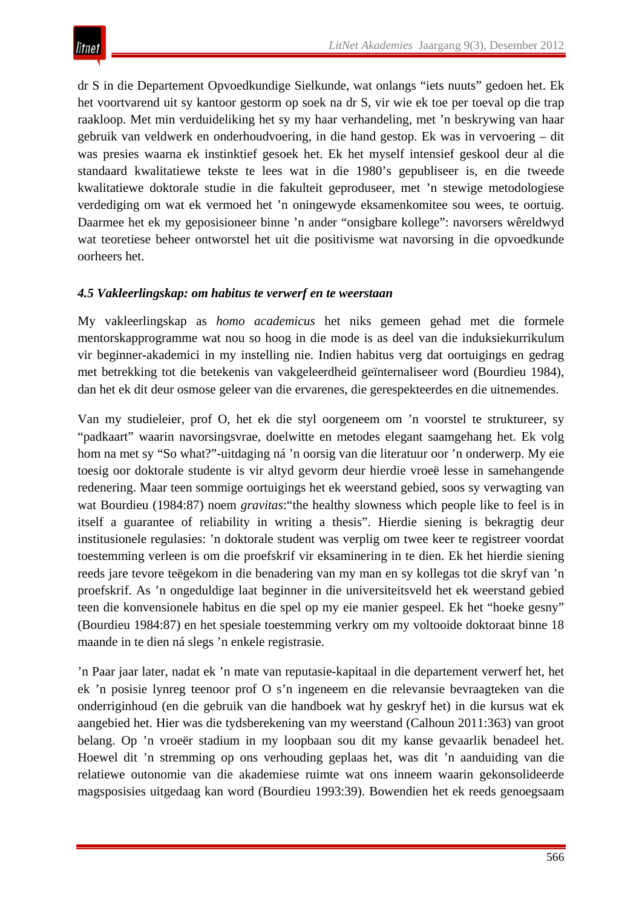dr S in die Departement Opvoedkundige Sielkunde, wat onlangs "iets nuuts" gedoen het. Ek het voortvarend uit sy kantoor gestorm op soek na dr S, vir wie ek toe per toeval op die trap raakloop. Met min verduideliking het sy my haar verhandeling, met 'n beskrywing van haar gebruik van veldwerk en onderhoudvoering, in die hand gestop. Ek was in vervoering – dit was presies waarna ek instinktief gesoek het. Ek het myself intensief geskool deur al die standaard kwalitatiewe tekste te lees wat in die 1980's gepubliseer is, en die tweede kwalitatiewe doktorale studie in die fakulteit geproduseer, met 'n stewige metodologiese verdediging om wat ek vermoed het 'n oningewyde eksamenkomitee sou wees, te oortuig. Daarmee het ek my geposisioneer binne 'n ander "onsigbare kollege": navorsers wêreldwyd wat teoretiese beheer ontworstel het uit die positivisme wat navorsing in die opvoedkunde oorheers het.

### *4.5 Vakleerlingskap: om habitus te verwerf en te weerstaan*

My vakleerlingskap as *homo academicus* het niks gemeen gehad met die formele mentorskapprogramme wat nou so hoog in die mode is as deel van die induksiekurrikulum vir beginner-akademici in my instelling nie. Indien habitus verg dat oortuigings en gedrag met betrekking tot die betekenis van vakgeleerdheid geïnternaliseer word (Bourdieu 1984), dan het ek dit deur osmose geleer van die ervarenes, die gerespekteerdes en die uitnemendes.

Van my studieleier, prof O, het ek die styl oorgeneem om 'n voorstel te struktureer, sy "padkaart" waarin navorsingsvrae, doelwitte en metodes elegant saamgehang het. Ek volg hom na met sy "So what?"-uitdaging ná 'n oorsig van die literatuur oor 'n onderwerp. My eie toesig oor doktorale studente is vir altyd gevorm deur hierdie vroeë lesse in samehangende redenering. Maar teen sommige oortuigings het ek weerstand gebied, soos sy verwagting van wat Bourdieu (1984:87) noem *gravitas*:"the healthy slowness which people like to feel is in itself a guarantee of reliability in writing a thesis". Hierdie siening is bekragtig deur institusionele regulasies: 'n doktorale student was verplig om twee keer te registreer voordat toestemming verleen is om die proefskrif vir eksaminering in te dien. Ek het hierdie siening reeds jare tevore teëgekom in die benadering van my man en sy kollegas tot die skryf van 'n proefskrif. As 'n ongeduldige laat beginner in die universiteitsveld het ek weerstand gebied teen die konvensionele habitus en die spel op my eie manier gespeel. Ek het "hoeke gesny" (Bourdieu 1984:87) en het spesiale toestemming verkry om my voltooide doktoraat binne 18 maande in te dien ná slegs 'n enkele registrasie.

'n Paar jaar later, nadat ek 'n mate van reputasie-kapitaal in die departement verwerf het, het ek 'n posisie lynreg teenoor prof O s'n ingeneem en die relevansie bevraagteken van die onderriginhoud (en die gebruik van die handboek wat hy geskryf het) in die kursus wat ek aangebied het. Hier was die tydsberekening van my weerstand (Calhoun 2011:363) van groot belang. Op 'n vroeër stadium in my loopbaan sou dit my kanse gevaarlik benadeel het. Hoewel dit 'n stremming op ons verhouding geplaas het, was dit 'n aanduiding van die relatiewe outonomie van die akademiese ruimte wat ons inneem waarin gekonsolideerde magsposisies uitgedaag kan word (Bourdieu 1993:39). Bowendien het ek reeds genoegsaam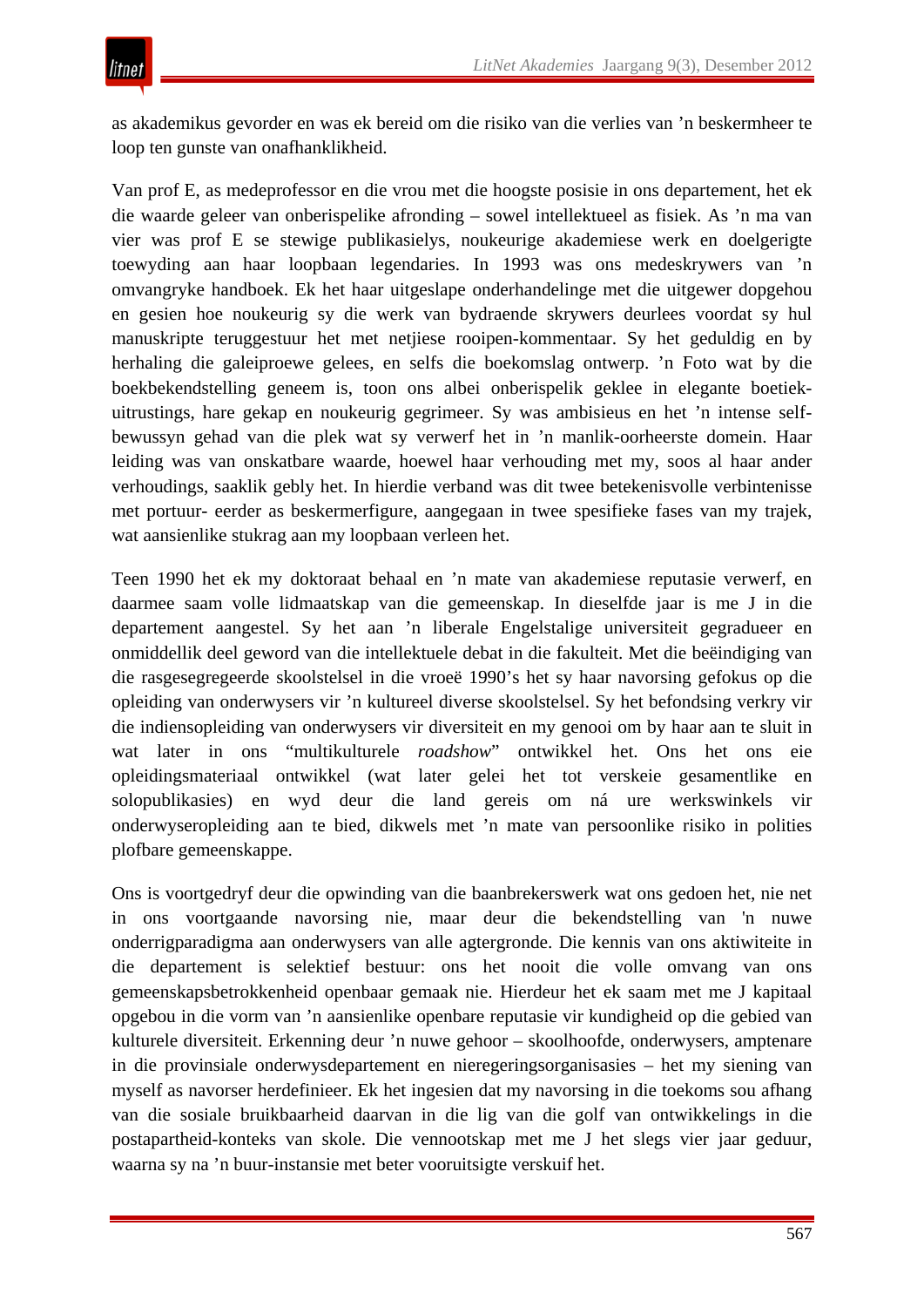as akademikus gevorder en was ek bereid om die risiko van die verlies van ’n beskermheer te loop ten gunste van onafhanklikheid.

Van prof E, as medeprofessor en die vrou met die hoogste posisie in ons departement, het ek die waarde geleer van onberispelike afronding – sowel intellektueel as fisiek. As ’n ma van vier was prof E se stewige publikasielys, noukeurige akademiese werk en doelgerigte toewyding aan haar loopbaan legendaries. In 1993 was ons medeskrywers van ’n omvangryke handboek. Ek het haar uitgeslape onderhandelinge met die uitgewer dopgehou en gesien hoe noukeurig sy die werk van bydraende skrywers deurlees voordat sy hul manuskripte teruggestuur het met netjiese rooipen-kommentaar. Sy het geduldig en by herhaling die galeiproewe gelees, en selfs die boekomslag ontwerp. ’n Foto wat by die boekbekendstelling geneem is, toon ons albei onberispelik geklee in elegante boetiek-uitrustings, hare gekap en noukeurig gegrimeer. Sy was ambisieus en het ’n intense self-bewussyn gehad van die plek wat sy verwerf het in ’n manlik-oorheerste domein. Haar leiding was van onskatbare waarde, hoewel haar verhouding met my, soos al haar ander verhoudings, saaklik gebly het. In hierdie verband was dit twee betekenisvolle verbintenisse met portuur- eerder as beskermerfigure, aangegaan in twee spesifieke fases van my trajek, wat aansienlike stukrag aan my loopbaan verleen het.

Teen 1990 het ek my doktoraat behaal en ’n mate van akademiese reputasie verwerf, en daarmee saam volle lidmaatskap van die gemeenskap. In dieselfde jaar is me J in die departement aangestel. Sy het aan ’n liberale Engelstalige universiteit gegradueer en onmiddellik deel geword van die intellektuele debat in die fakulteit. Met die beëindiging van die rasgesegregeerde skoolstelsel in die vroeë 1990’s het sy haar navorsing gefokus op die opleiding van onderwysers vir ’n kultureel diverse skoolstelsel. Sy het befondsing verkry vir die indiensopleiding van onderwysers vir diversiteit en my genooi om by haar aan te sluit in wat later in ons “multikulturele *roadshow*” ontwikkel het. Ons het ons eie opleidingsmateriaal ontwikkel (wat later gelei het tot verskeie gesamentlike en solopublikasies) en wyd deur die land gereis om ná ure werkswinkels vir onderwyseropleiding aan te bied, dikwels met ’n mate van persoonlike risiko in polities plofbare gemeenskappe.

Ons is voortgedryf deur die opwinding van die baanbrekerswerk wat ons gedoen het, nie net in ons voortgaande navorsing nie, maar deur die bekendstelling van 'n nuwe onderrigparadigma aan onderwysers van alle agtergronde. Die kennis van ons aktiwiteite in die departement is selektief bestuur: ons het nooit die volle omvang van ons gemeenskapsbetrokkenheid openbaar gemaak nie. Hierdeur het ek saam met me J kapitaal opgebou in die vorm van ’n aansienlike openbare reputasie vir kundigheid op die gebied van kulturele diversiteit. Erkenning deur ’n nuwe gehoor – skoolhoofde, onderwysers, amptenare in die provinsiale onderwysdepartement en nieregeringsorganisasies – het my siening van myself as navorser herdefinieer. Ek het ingesien dat my navorsing in die toekoms sou afhang van die sosiale bruikbaarheid daarvan in die lig van die golf van ontwikkelings in die postapartheid-konteks van skole. Die vennootskap met me J het slegs vier jaar geduur, waarna sy na ’n buur-instansie met beter vooruitsigte verskuif het.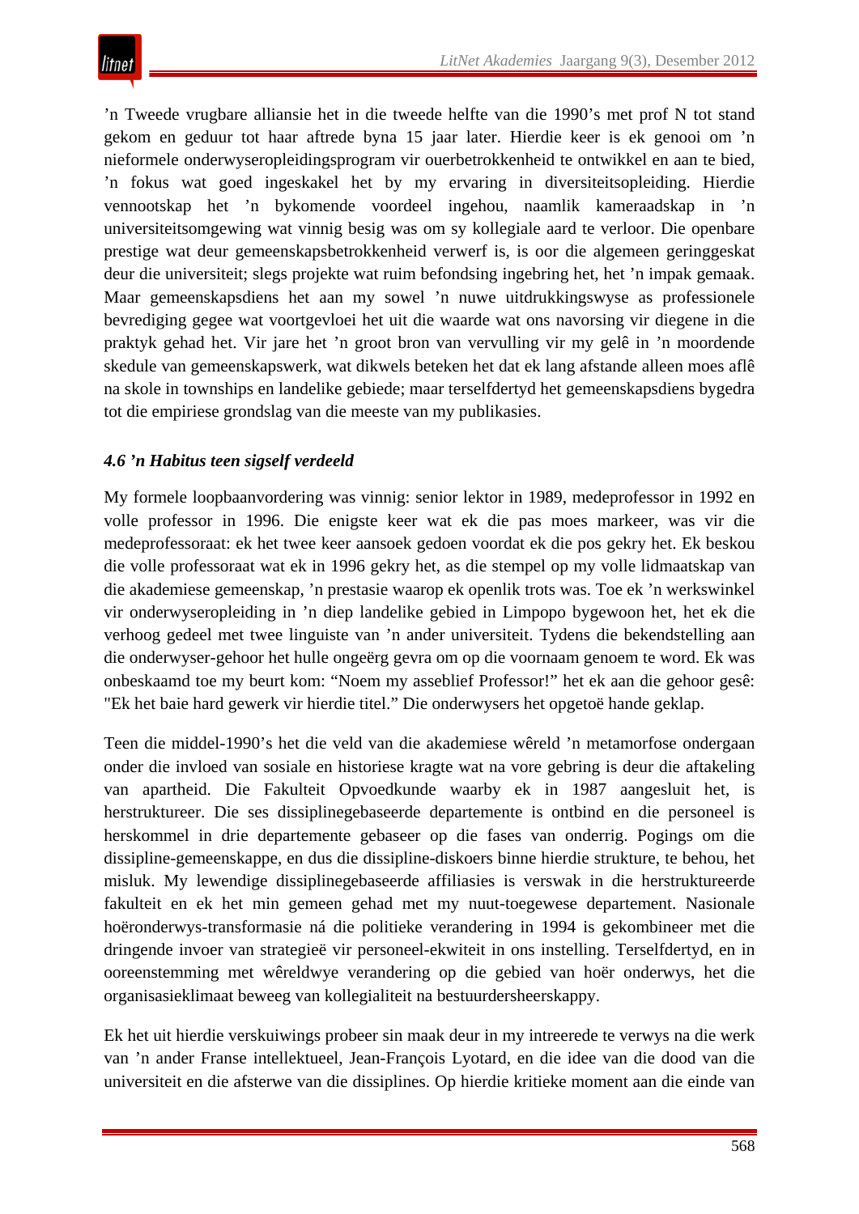’n Tweede vrugbare alliansie het in die tweede helfte van die 1990’s met prof N tot stand gekom en geduur tot haar aftrede byna 15 jaar later. Hierdie keer is ek genooi om ’n nieformele onderwysopleidingsprogram vir ouerbetrokkenheid te ontwikkel en aan te bied, ’n fokus wat goed ingeskakel het by my ervaring in diversiteitsopleiding. Hierdie vennootskap het ’n bykomende voordeel ingehou, naamlik kameraadskap in ’n universiteitsomgewing wat vinnig besig was om sy kollegiale aard te verloor. Die openbare prestige wat deur gemeenskapsbetrokkenheid verwerf is, is oor die algemeen geringgeskat deur die universiteit; slegs projekte wat ruim befondsing ingebring het, het ’n impak gemaak. Maar gemeenskapsdiens het aan my sowel ’n nuwe uitdrukkingswyse as professionele bevrediging gegee wat voortgevloei het uit die waarde wat ons navorsing vir diegene in die praktyk gehad het. Vir jare het ’n groot bron van vervulling vir my gelê in ’n moordende skedule van gemeenskapswerk, wat dikwels beteken het dat ek lang afstande alleen moes aflê na skole in townships en landelike gebiede; maar terselfdertyd het gemeenskapsdiens bygedra tot die empiriese grondslag van die meeste van my publikasies.

### *4.6 ’n Habitus teen sigself verdeeld*

My formele loopbaanvordering was vinnig: senior lektor in 1989, medeprofessor in 1992 en volle professor in 1996. Die enigste keer wat ek die pas moes markeer, was vir die medeprofessoraat: ek het twee keer aansoek gedoen voordat ek die pos gekry het. Ek beskou die volle professoraat wat ek in 1996 gekry het, as die stempel op my volle lidmaatskap van die akademiese gemeenskap, ’n prestasie waarop ek openlik trots was. Toe ek ’n werkswinkel vir onderwyseropleiding in ’n diep landelike gebied in Limpopo bygewoon het, het ek die verhoog gedeel met twee linguiste van ’n ander universiteit. Tydens die bekendstelling aan die onderwyser-gehoor het hulle ongeërg gevra om op die voornaam genoem te word. Ek was onbeskaamd toe my beurt kom: “Noem my asseblief Professor!” het ek aan die gehoor gesê: "Ek het baie hard gewerk vir hierdie titel.” Die onderwysers het opgetoë hande geklap.

Teen die middel-1990’s het die veld van die akademiese wêreld ’n metamorfose ondergaan onder die invloed van sosiale en historiese kragte wat na vore gebring is deur die aftakeling van apartheid. Die Fakulteit Opvoedkunde waarby ek in 1987 aangesluit het, is herstruktureer. Die ses dissiplinegebaseerde departemente is ontbind en die personeel is herskommel in drie departemente gebaseer op die fases van onderrig. Pogings om die dissipline-gemeenskappe, en dus die dissipline-diskoers binne hierdie strukture, te behou, het misluk. My lewendige dissiplinegebaseerde affiliasies is verswak in die herstruktureerde fakulteit en ek het min gemeen gehad met my nuut-toegewese departement. Nasionale hoëronderwys-transformasie ná die politieke verandering in 1994 is gekombineer met die dringende invoer van strategieë vir personeel-ekwiteit in ons instelling. Terselfdertyd, en in ooreenstemming met wêreldwye verandering op die gebied van hoër onderwys, het die organisasieklimaat beweeg van kollegialiteit na bestuurdersheerskappy.

Ek het uit hierdie verskuiwings probeer sin maak deur in my intreerede te verwys na die werk van ’n ander Franse intellektueel, Jean-François Lyotard, en die idee van die dood van die universiteit en die afsterwe van die dissiplines. Op hierdie kritieke moment aan die einde van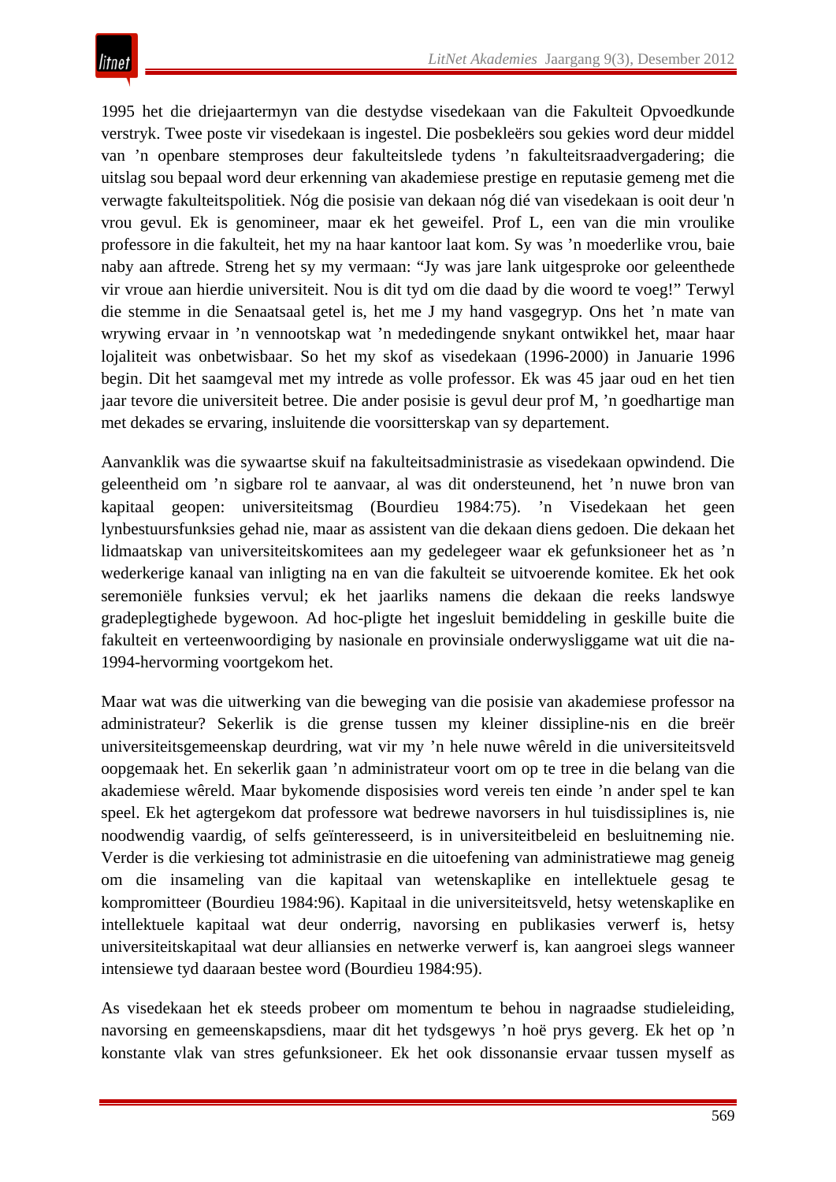1995 het die driejaartermyn van die destydse visedekaan van die Fakulteit Opvoedkunde verstryk. Twee poste vir visedekaan is ingestel. Die posbekleërs sou gekies word deur middel van ’n openbare stemproses deur fakulteitslede tydens ’n fakulteitsraadvergadering; die uitslag sou bepaal word deur erkenning van akademiese prestige en reputasie gemeng met die verwagte fakulteitspolitiek. Nóg die posisie van dekaan nóg dié van visedekaan is ooit deur 'n vrou gevul. Ek is genomineer, maar ek het geweifel. Prof L, een van die min vroulike professore in die fakulteit, het my na haar kantoor laat kom. Sy was ’n moederlike vrou, baie naby aan aftrede. Streng het sy my vermaan: “Jy was jare lank uitgesproke oor geleenthede vir vroue aan hierdie universiteit. Nou is dit tyd om die daad by die woord te voeg!” Terwyl die stemme in die Senaatsaal getel is, het me J my hand vasgegryp. Ons het ’n mate van wrywing ervaar in ’n vennootskap wat ’n mededingende snykant ontwikkel het, maar haar lojaliteit was onbetwisbaar. So het my skof as visedekaan (1996-2000) in Januarie 1996 begin. Dit het saamgeval met my intrede as volle professor. Ek was 45 jaar oud en het tien jaar tevore die universiteit betree. Die ander posisie is gevul deur prof M, ’n goedhartige man met dekades se ervaring, insluitende die voorsitterskap van sy departement.

Aanvanklik was die sywaartse skuif na fakulteitsadministrasie as visedekaan opwindend. Die geleentheid om ’n sigbare rol te aanvaar, al was dit ondersteunend, het ’n nuwe bron van kapitaal geopen: universiteitsmag (Bourdieu 1984:75). ’n Visedekaan het geen lynbestuursfunksies gehad nie, maar as assistent van die dekaan diens gedoen. Die dekaan het lidmaatskap van universiteitskomitees aan my gedelegeer waar ek gefunksioneer het as ’n wederkerige kanaal van inligting na en van die fakulteit se uitvoerende komitee. Ek het ook seremoniële funksies vervul; ek het jaarliks namens die dekaan die reeks landswye gradeplegtighede bygewoon. Ad hoc-pligte het ingesluit bemiddeling in geskille buite die fakulteit en verteenwoordiging by nasionale en provinsiale onderwysliggame wat uit die na-1994-hervorming voortgekom het.

Maar wat was die uitwerking van die beweging van die posisie van akademiese professor na administrateur? Sekerlik is die grense tussen my kleiner dissipline-nis en die breër universiteitsgemeenskap deurdring, wat vir my ’n hele nuwe wêreld in die universiteitsveld oopgemaak het. En sekerlik gaan ’n administrateur voort om op te tree in die belang van die akademiese wêreld. Maar bykomende disposisies word vereis ten einde ’n ander spel te kan speel. Ek het agtergekom dat professore wat bedrewe navorsers in hul tuisdissiplines is, nie noodwendig vaardig, of selfs geïnteresseerd, is in universiteitbeleid en besluitneming nie. Verder is die verkiesing tot administrasie en die uitoefening van administratiewe mag geneig om die insameling van die kapitaal van wetenskaplike en intellektuele gesag te kompromitteer (Bourdieu 1984:96). Kapitaal in die universiteitsveld, hetsy wetenskaplike en intellektuele kapitaal wat deur onderrig, navorsing en publikasies verwerf is, hetsy universiteitskapitaal wat deur alliansies en netwerke verwerf is, kan aangroei slegs wanneer intensiewe tyd daaraan bestee word (Bourdieu 1984:95).

As visedekaan het ek steeds probeer om momentum te behou in nagraadse studieleiding, navorsing en gemeenskapsdiens, maar dit het tydsgewys ’n hoë prys geverg. Ek het op ’n konstante vlak van stres gefunksioneer. Ek het ook dissonansie ervaar tussen myself as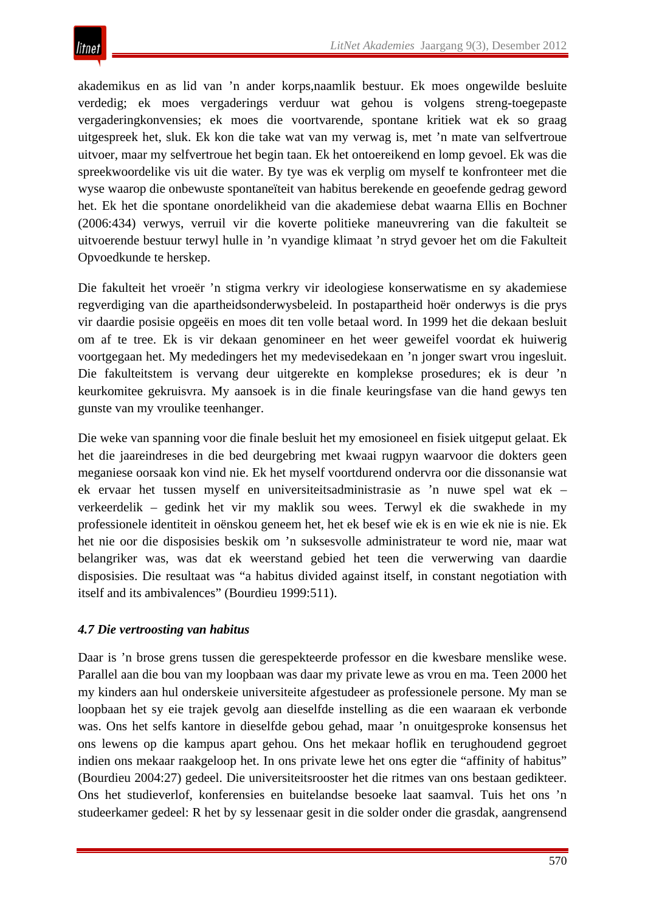akademikus en as lid van ’n ander korps,naamlik bestuur. Ek moes ongewilde besluite verdedig; ek moes vergaderings verduur wat gehou is volgens streng-toegepaste vergaderingkonvensies; ek moes die voortvarende, spontane kritiek wat ek so graag uitgespreek het, sluk. Ek kon die take wat van my verwag is, met ’n mate van selfvertroue uitvoer, maar my selfvertroue het begin taan. Ek het ontoereikend en lomp gevoel. Ek was die spreekwoordelike vis uit die water. By tye was ek verplig om myself te konfronteer met die wyse waarop die onbewuste spontaneïteit van habitus berekende en geoefende gedrag geword het. Ek het die spontane onordelikheid van die akademiese debat waarna Ellis en Bochner (2006:434) verwys, verruil vir die koverte politieke maneuvrering van die fakulteit se uitvoerende bestuur terwyl hulle in ’n vyandige klimaat ’n stryd gevoer het om die Fakulteit Opvoedkunde te herskep.

Die fakulteit het vroeër ’n stigma verkry vir ideologiese konserwatisme en sy akademiese regverdiging van die apartheidsonderwysbeleid. In postapartheid hoër onderwys is die prys vir daardie posisie opgeëis en moes dit ten volle betaal word. In 1999 het die dekaan besluit om af te tree. Ek is vir dekaan genomineer en het weer geweifel voordat ek huiwerig voortgegaan het. My mededingers het my medevisedekaan en ’n jonger swart vrou ingesluit. Die fakulteitstem is vervang deur uitgerekte en komplekse prosedures; ek is deur ’n keurkomitee gekruisvra. My aansoek is in die finale keuringsfase van die hand gewys ten gunste van my vroulike teenhanger.

Die weke van spanning voor die finale besluit het my emosioneel en fisiek uitgeput gelaat. Ek het die jaareindreses in die bed deurgebring met kwaai rugpyn waarvoor die dokters geen meganiese oorsaak kon vind nie. Ek het myself voortdurend ondervra oor die dissonansie wat ek ervaar het tussen myself en universiteitsadministrasie as ’n nuwe spel wat ek – verkeerdelik – gedink het vir my maklik sou wees. Terwyl ek die swakhede in my professionele identiteit in oënskou geneem het, het ek besef wie ek is en wie ek nie is nie. Ek het nie oor die disposisies beskik om ’n suksesvolle administrateur te word nie, maar wat belangriker was, was dat ek weerstand gebied het teen die verwerwing van daardie disposisies. Die resultaat was “a habitus divided against itself, in constant negotiation with itself and its ambivalences” (Bourdieu 1999:511).

#### *4.7 Die vertroosting van habitus*

Daar is ’n brose grens tussen die gerespekteerde professor en die kwesbare menslike wese. Parallel aan die bou van my loopbaan was daar my private lewe as vrou en ma. Teen 2000 het my kinders aan hul onderskeie universiteite afgestudeer as professionele persone. My man se loopbaan het sy eie trajek gevolg aan dieselfde instelling as die een waaraan ek verbonde was. Ons het selfs kantore in dieselfde gebou gehad, maar ’n onuitgesproke konsensus het ons lewens op die kampus apart gehou. Ons het mekaar hoflik en terughoudend gegroet indien ons mekaar raakgeloop het. In ons private lewe het ons egter die “affinity of habitus” (Bourdieu 2004:27) gedeel. Die universiteitsrooster het die ritmes van ons bestaan gedikteer. Ons het studieverlof, konferensies en buitelandse besoeke laat saamval. Tuis het ons ’n studeerkamer gedeel: R het by sy lessenaar gesit in die solder onder die grasdak, aangrensend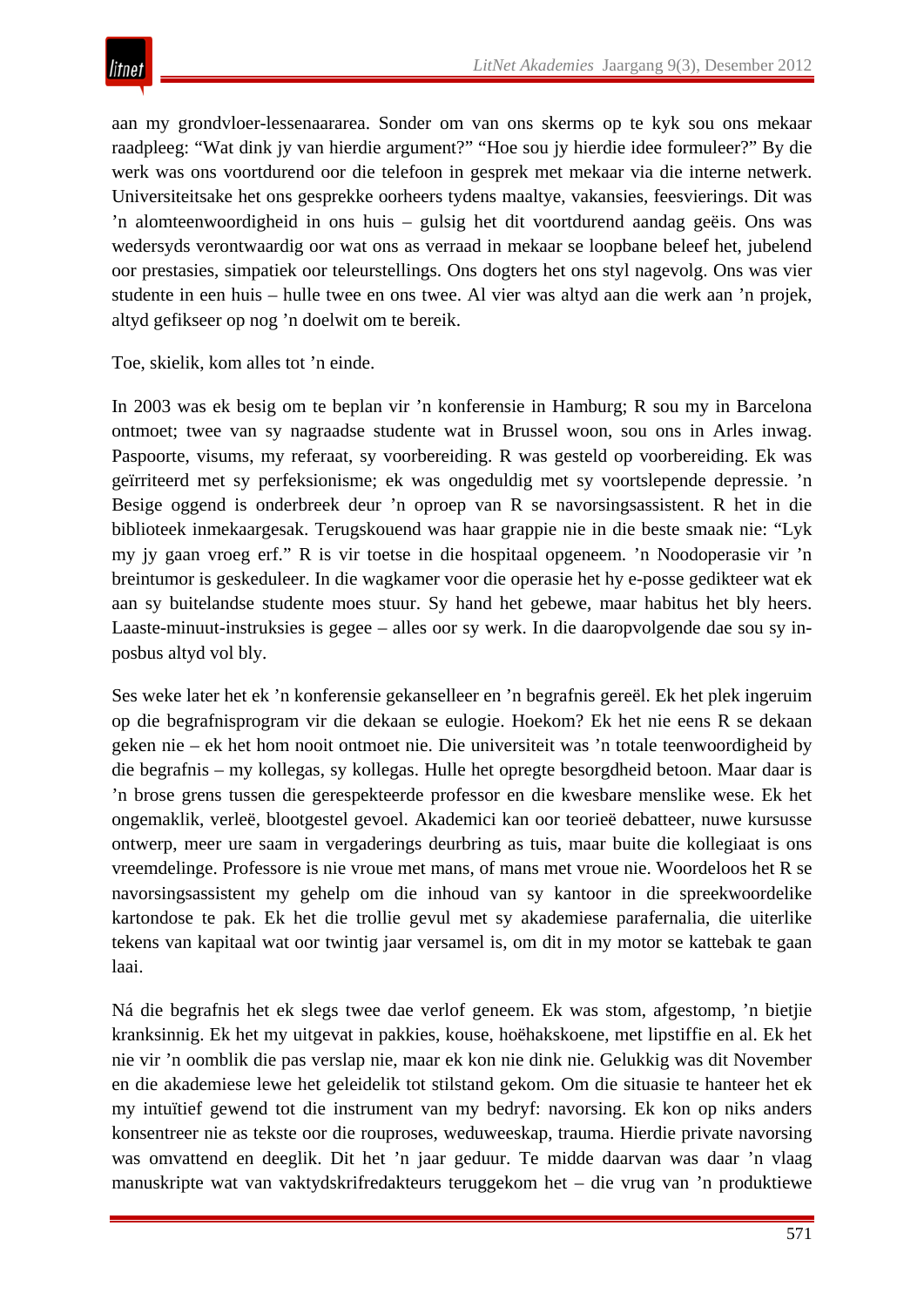aan my grondvloer-lessenaararea. Sonder om van ons skerms op te kyk sou ons mekaar raadpleeg: "Wat dink jy van hierdie argument?" "Hoe sou jy hierdie idee formuleer?" By die werk was ons voortdurend oor die telefoon in gesprek met mekaar via die interne netwerk. Universiteitsake het ons gesprekke oorheers tydens maaltye, vakansies, feesvierings. Dit was 'n alomteenwoordigheid in ons huis – gulsig het dit voortdurend aandag geëis. Ons was wedersyds verontwaardig oor wat ons as verraad in mekaar se loopbane beleef het, jubelend oor prestasies, simpatiek oor teleurstellings. Ons dogters het ons styl nagevolg. Ons was vier studente in een huis – hulle twee en ons twee. Al vier was altyd aan die werk aan 'n projek, altyd gefikseer op nog 'n doelwit om te bereik.

Toe, skielik, kom alles tot 'n einde.

In 2003 was ek besig om te beplan vir 'n konferensie in Hamburg; R sou my in Barcelona ontmoet; twee van sy nagraadse studente wat in Brussel woon, sou ons in Arles inwag. Paspoorte, visums, my referaat, sy voorbereiding. R was gesteld op voorbereiding. Ek was geïrriteerd met sy perfeksionisme; ek was ongeduldig met sy voortslepende depressie. 'n Besige oggend is onderbreek deur 'n oproep van R se navorsingsassistent. R het in die biblioteek inmekaargesak. Terugskouend was haar grappie nie in die beste smaak nie: "Lyk my jy gaan vroeg erf." R is vir toetse in die hospitaal opgeneem. 'n Noodoperasie vir 'n breintumor is geskeduleer. In die wagkamer voor die operasie het hy e-posse gedikteer wat ek aan sy buitelandse studente moes stuur. Sy hand het gebewe, maar habitus het bly heers. Laaste-minuut-instruksies is gegee – alles oor sy werk. In die daaropvolgende dae sou sy in-posbus altyd vol bly.

Ses weke later het ek 'n konferensie gekanselleer en 'n begrafnis gereël. Ek het plek ingeruim op die begrafnisprogram vir die dekaan se eulogie. Hoekom? Ek het nie eens R se dekaan geken nie – ek het hom nooit ontmoet nie. Die universiteit was 'n totale teenwoordigheid by die begrafnis – my kollegas, sy kollegas. Hulle het opregte besorgdheid betoon. Maar daar is 'n brose grens tussen die gerespekteerde professor en die kwesbare menslike wese. Ek het ongemaklik, verleë, blootgestel gevoel. Akademici kan oor teorieë debatteer, nuwe kursusse ontwerp, meer ure saam in vergaderings deurbring as tuis, maar buite die kollegiaat is ons vreemdelinge. Professore is nie vroue met mans, of mans met vroue nie. Woordeloos het R se navorsingsassistent my gehelp om die inhoud van sy kantoor in die spreekwoordelike kartondose te pak. Ek het die trollie gevul met sy akademiese parafernalia, die uiterlike tekens van kapitaal wat oor twintig jaar versamel is, om dit in my motor se kattebak te gaan laai.

Ná die begrafnis het ek slegs twee dae verlof geneem. Ek was stom, afgestomp, 'n bietjie kranksinnig. Ek het my uitgevat in pakkies, kouse, hoëhakskoene, met lipstiffie en al. Ek het nie vir 'n oomblik die pas verslap nie, maar ek kon nie dink nie. Gelukkig was dit November en die akademiese lewe het geleidelik tot stilstand gekom. Om die situasie te hanteer het ek my intuïtief gewend tot die instrument van my bedryf: navorsing. Ek kon op niks anders konsentreer nie as tekste oor die rouproses, weduweeskap, trauma. Hierdie private navorsing was omvattend en deeglik. Dit het 'n jaar geduur. Te midde daarvan was daar 'n vlaag manuskripte wat van vaktydskrifredakteurs teruggekom het – die vrug van 'n produktiewe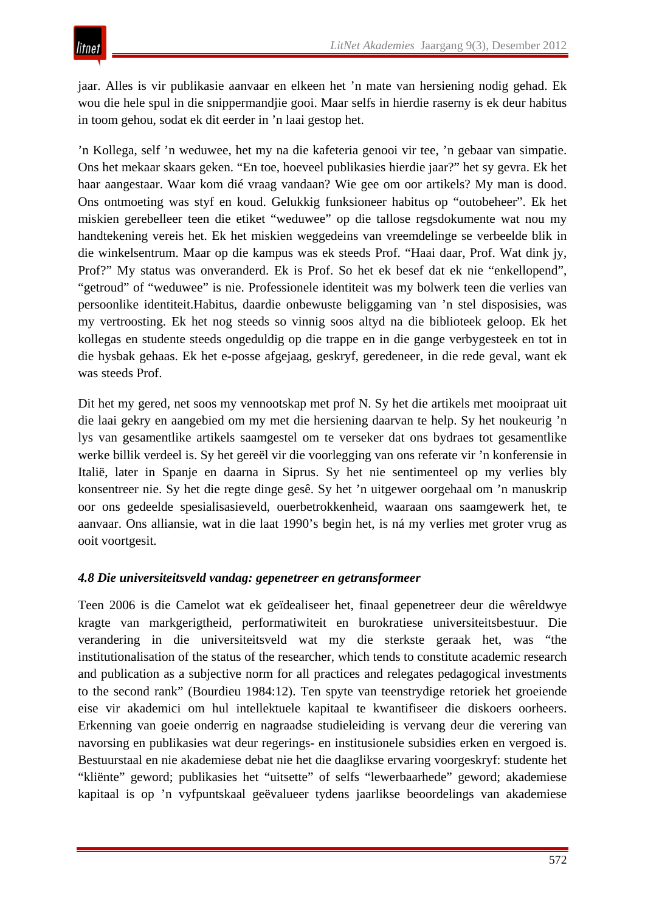jaar. Alles is vir publikasie aanvaar en elkeen het ’n mate van hersiening nodig gehad. Ek wou die hele spul in die snippermandjie gooi. Maar selfs in hierdie raserny is ek deur habitus in toom gehou, sodat ek dit eerder in ’n laai gestop het.

’n Kollega, self ’n weduwee, het my na die kafeteria genooi vir tee, ’n gebaar van simpatie. Ons het mekaar skaars geken. “En toe, hoeveel publikasies hierdie jaar?” het sy gevra. Ek het haar aangestaar. Waar kom dié vraag vandaan? Wie gee om oor artikels? My man is dood. Ons ontmoeting was styf en koud. Gelukkig funksioneer habitus op “outobeheer”. Ek het miskien gerebelleer teen die etiket “weduwee” op die tallose regsdokumente wat nou my handtekening vereis het. Ek het miskien weggedeins van vreemdelinge se verbeelde blik in die winkelsentrum. Maar op die kampus was ek steeds Prof. “Haai daar, Prof. Wat dink jy, Prof?” My status was onveranderd. Ek is Prof. So het ek besef dat ek nie “enkellopend”, “getroud” of “weduwee” is nie. Professionele identiteit was my bolwerk teen die verlies van persoonlike identiteit.Habitus, daardie onbewuste beliggaming van ’n stel disposisies, was my vertroosting. Ek het nog steeds so vinnig soos altyd na die biblioteek geloop. Ek het kollegas en studente steeds ongeduldig op die trappe en in die gange verbygesteek en tot in die hysbak gehaas. Ek het e-posse afgejaag, geskryf, geredeneer, in die rede geval, want ek was steeds Prof.

Dit het my gered, net soos my vennootskap met prof N. Sy het die artikels met mooipraat uit die laai gekry en aangebied om my met die hersiening daarvan te help. Sy het noukeurig ’n lys van gesamentlike artikels saamgestel om te verseker dat ons bydraes tot gesamentlike werke billik verdeel is. Sy het gereël vir die voorlegging van ons referate vir ’n konferensie in Italië, later in Spanje en daarna in Siprus. Sy het nie sentimenteel op my verlies bly konsentreer nie. Sy het die regte dinge gesê. Sy het ’n uitgewer oorgehaal om ’n manuskrip oor ons gedeelde spesialisasieveld, ouerbetrokkenheid, waaraan ons saamgewerk het, te aanvaar. Ons alliansie, wat in die laat 1990’s begin het, is ná my verlies met groter vrug as ooit voortgesit.

### *4.8 Die universiteitsveld vandag: gepenetreer en getransformeer*

Teen 2006 is die Camelot wat ek geïdealiseer het, finaal gepenetreer deur die wêreldwye kragte van markgerigtheid, performatiwiteit en burokratiese universiteitsbestuur. Die verandering in die universiteitsveld wat my die sterkste geraak het, was “the institutionalisation of the status of the researcher, which tends to constitute academic research and publication as a subjective norm for all practices and relegates pedagogical investments to the second rank” (Bourdieu 1984:12). Ten spyte van teenstrydige retoriek het die groeiende eise vir akademici om hul intellektuele kapitaal te kwantifiseer die diskoers oorheers. Erkenning van goeie onderrig en nagraadse studieleiding is vervang deur die verering van navorsing en publikasies wat deur regerings- en institusionele subsidies erken en vergoed is. Bestuurstaal en nie akademiese debat nie het die daaglikse ervaring voorgeskryf: studente het “kliënte” geword; publikasies het “uitsette” of selfs “lewerbaarhede” geword; akademiese kapitaal is op ’n vyfpuntskaal geëvalueer tydens jaarlikse beoordelings van akademiese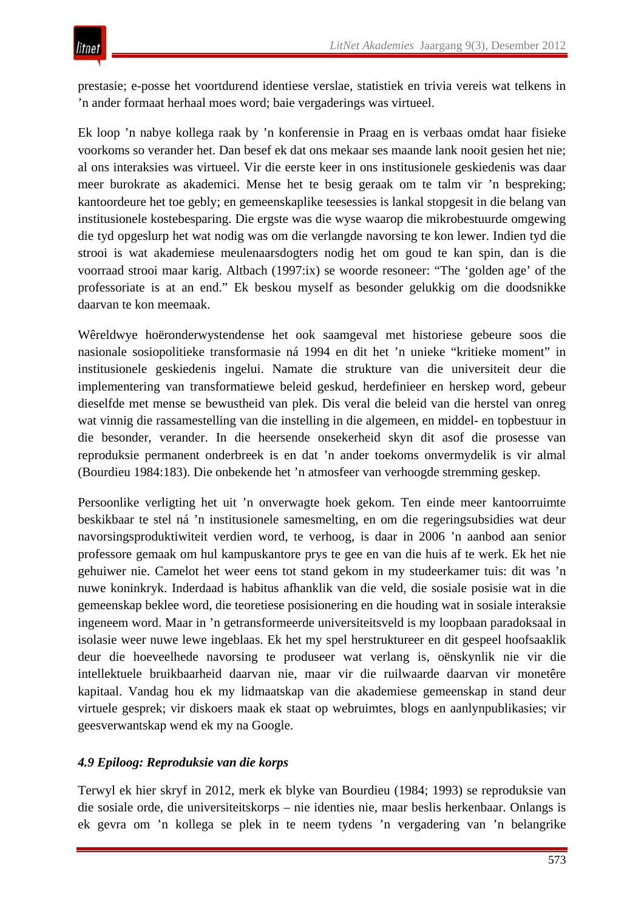prestasie; e-posse het voortdurend identiese verslae, statistiek en trivia vereis wat telkens in ’n ander formaat herhaal moes word; baie vergaderings was virtueel.

Ek loop ’n nabye kollega raak by ’n konferensie in Praag en is verbaas omdat haar fisieke voorkoms so verander het. Dan besef ek dat ons mekaar ses maande lank nooit gesien het nie; al ons interaksies was virtueel. Vir die eerste keer in ons institusionele geskiedenis was daar meer burokrate as akademici. Mense het te besig geraak om te talm vir ’n bespreking; kantoordeure het toe gebly; en gemeenskaplike teesessies is lankal stopgesit in die belang van institusionele kostebesparing. Die ergste was die wyse waarop die mikrobestuurde omgewing die tyd opgeslurp het wat nodig was om die verlangde navorsing te kon lewer. Indien tyd die strooi is wat akademiese meulenaarsdogters nodig het om goud te kan spin, dan is die voorraad strooi maar karig. Altbach (1997:ix) se woorde resoneer: “The ‘golden age’ of the professoriate is at an end.” Ek beskou myself as besonder gelukkig om die doodsnikke daarvan te kon meemaak.

Wêreldwye hoëronderwystendense het ook saamgeval met historiese gebeure soos die nasionale sosiopolitieke transformasie ná 1994 en dit het ’n unieke “kritieke moment” in institusionele geskiedenis ingelui. Namate die strukture van die universiteit deur die implementering van transformatiewe beleid geskud, herdefinieer en herskep word, gebeur dieselfde met mense se bewustheid van plek. Dis veral die beleid van die herstel van onreg wat vinnig die rassamestelling van die instelling in die algemeen, en middel- en topbestuur in die besonder, verander. In die heersende onsekerheid skyn dit asof die prosesse van reproduksie permanent onderbreek is en dat ’n ander toekoms onvermydelik is vir almal (Bourdieu 1984:183). Die onbekende het ’n atmosfeer van verhoogde stremming geskep.

Persoonlike verligting het uit ’n onverwagte hoek gekom. Ten einde meer kantoorruimte beskikbaar te stel ná ’n institusionele samesmelting, en om die regeringsubsidies wat deur navorsingsproduktiwiteit verdien word, te verhoog, is daar in 2006 ’n aanbod aan senior professore gemaak om hul kampuskantore prys te gee en van die huis af te werk. Ek het nie gehuiwer nie. Camelot het weer eens tot stand gekom in my studeerkamer tuis: dit was ’n nuwe koninkryk. Inderdaad is habitus afhanklik van die veld, die sosiale posisie wat in die gemeenskap beklee word, die teoretiese posisionering en die houding wat in sosiale interaksie ingeneem word. Maar in ’n getransformeerde universiteitsveld is my loopbaan paradoksaal in isolasie weer nuwe lewe ingeblaas. Ek het my spel herstruktureer en dit gespeel hoofsaaklik deur die hoeveelhede navorsing te produseer wat verlang is, oënskynlik nie vir die intellektuele bruikbaarheid daarvan nie, maar vir die ruilwaarde daarvan vir monetêre kapitaal. Vandag hou ek my lidmaatskap van die akademiese gemeenskap in stand deur virtuele gesprek; vir diskoers maak ek staat op webruimtes, blogs en aanlynpublikasies; vir geesverwantskap wend ek my na Google.

### *4.9 Epiloog: Reproduksie van die korps*

Terwyl ek hier skryf in 2012, merk ek blyke van Bourdieu (1984; 1993) se reproduksie van die sosiale orde, die universiteitskorps – nie identies nie, maar beslis herkenbaar. Onlangs is ek gevra om ’n kollega se plek in te neem tydens ’n vergadering van ’n belangrike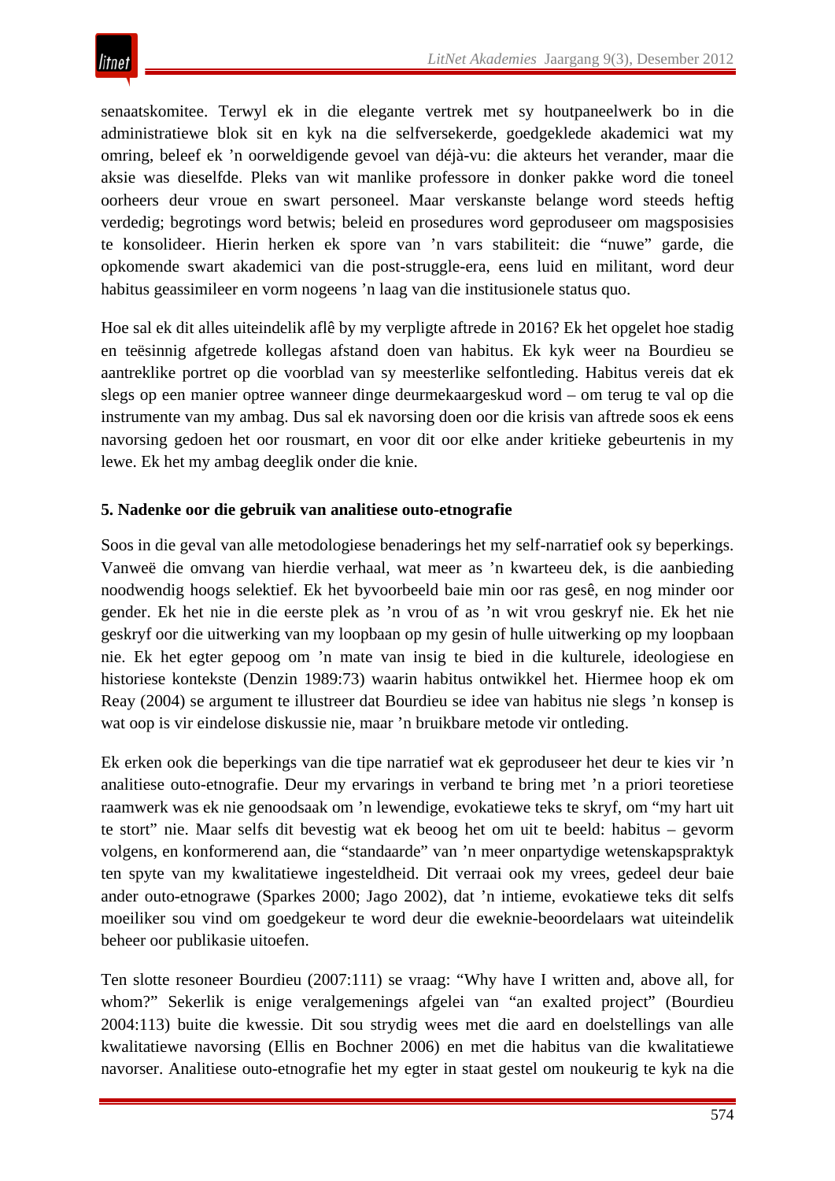senaatskomitee. Terwyl ek in die elegante vertrek met sy houtpaneelwerk bo in die administratiewe blok sit en kyk na die selfversekerde, goedgeklede akademici wat my omring, beleef ek 'n oorweldigende gevoel van déjà-vu: die akteurs het verander, maar die aksie was dieselfde. Pleks van wit manlike professore in donker pakke word die toneel oorheers deur vroue en swart personeel. Maar verskanste belange word steeds heftig verdedig; begrotings word betwis; beleid en prosedures word geproduseer om magsposisies te konsolideer. Hierin herken ek spore van 'n vars stabiliteit: die "nuwe" garde, die opkomende swart akademici van die post-struggle-era, eens luid en militant, word deur habitus geassimileer en vorm nogeens 'n laag van die institusionele status quo.

Hoe sal ek dit alles uiteindelik aflê by my verpligte aftrede in 2016? Ek het opgelet hoe stadig en teësinnig afgetrede kollegas afstand doen van habitus. Ek kyk weer na Bourdieu se aantreklike portret op die voorblad van sy meesterlike selfontleding. Habitus vereis dat ek slegs op een manier optree wanneer dinge deurmekaargeskud word – om terug te val op die instrumente van my ambag. Dus sal ek navorsing doen oor die krisis van aftrede soos ek eens navorsing gedoen het oor rousmart, en voor dit oor elke ander kritieke gebeurtenis in my lewe. Ek het my ambag deeglik onder die knie.

## 5. Nadenke oor die gebruik van analitiese outo-etnografie

Soos in die geval van alle metodologiese benaderings het my self-narratief ook sy beperkings. Vanweë die omvang van hierdie verhaal, wat meer as 'n kwarteeu dek, is die aanbieding noodwendig hoogs selektief. Ek het byvoorbeeld baie min oor ras gesê, en nog minder oor gender. Ek het nie in die eerste plek as 'n vrou of as 'n wit vrou geskryf nie. Ek het nie geskryf oor die uitwerking van my loopbaan op my gesin of hulle uitwerking op my loopbaan nie. Ek het egter gepoog om 'n mate van insig te bied in die kulturele, ideologiese en historiese kontekste (Denzin 1989:73) waarin habitus ontwikkel het. Hiermee hoop ek om Reay (2004) se argument te illustreer dat Bourdieu se idee van habitus nie slegs 'n konsep is wat oop is vir eindelose diskussie nie, maar 'n bruikbare metode vir ontleding.

Ek erken ook die beperkings van die tipe narratief wat ek geproduseer het deur te kies vir 'n analitiese outo-etnografie. Deur my ervarings in verband te bring met 'n a priori teoretiese raamwerk was ek nie genoodsaak om 'n lewendige, evokatiewe teks te skryf, om "my hart uit te stort" nie. Maar selfs dit bevestig wat ek beoog het om uit te beeld: habitus – gevorm volgens, en konformerend aan, die "standaarde" van 'n meer onpartydige wetenskapspraktyk ten spyte van my kwalitatiewe ingesteldheid. Dit verraai ook my vrees, gedeel deur baie ander outo-etnograwe (Sparkes 2000; Jago 2002), dat 'n intieme, evokatiewe teks dit selfs moeiliker sou vind om goedgekeur te word deur die eweknie-beoordelaars wat uiteindelik beheer oor publikasie uitoefen.

Ten slotte resoneer Bourdieu (2007:111) se vraag: "Why have I written and, above all, for whom?" Sekerlik is enige veralgemenings afgelei van "an exalted project" (Bourdieu 2004:113) buite die kwessie. Dit sou strydig wees met die aard en doelstellings van alle kwalitatiewe navorsing (Ellis en Bochner 2006) en met die habitus van die kwalitatiewe navorser. Analitiese outo-etnografie het my egter in staat gestel om noukeurig te kyk na die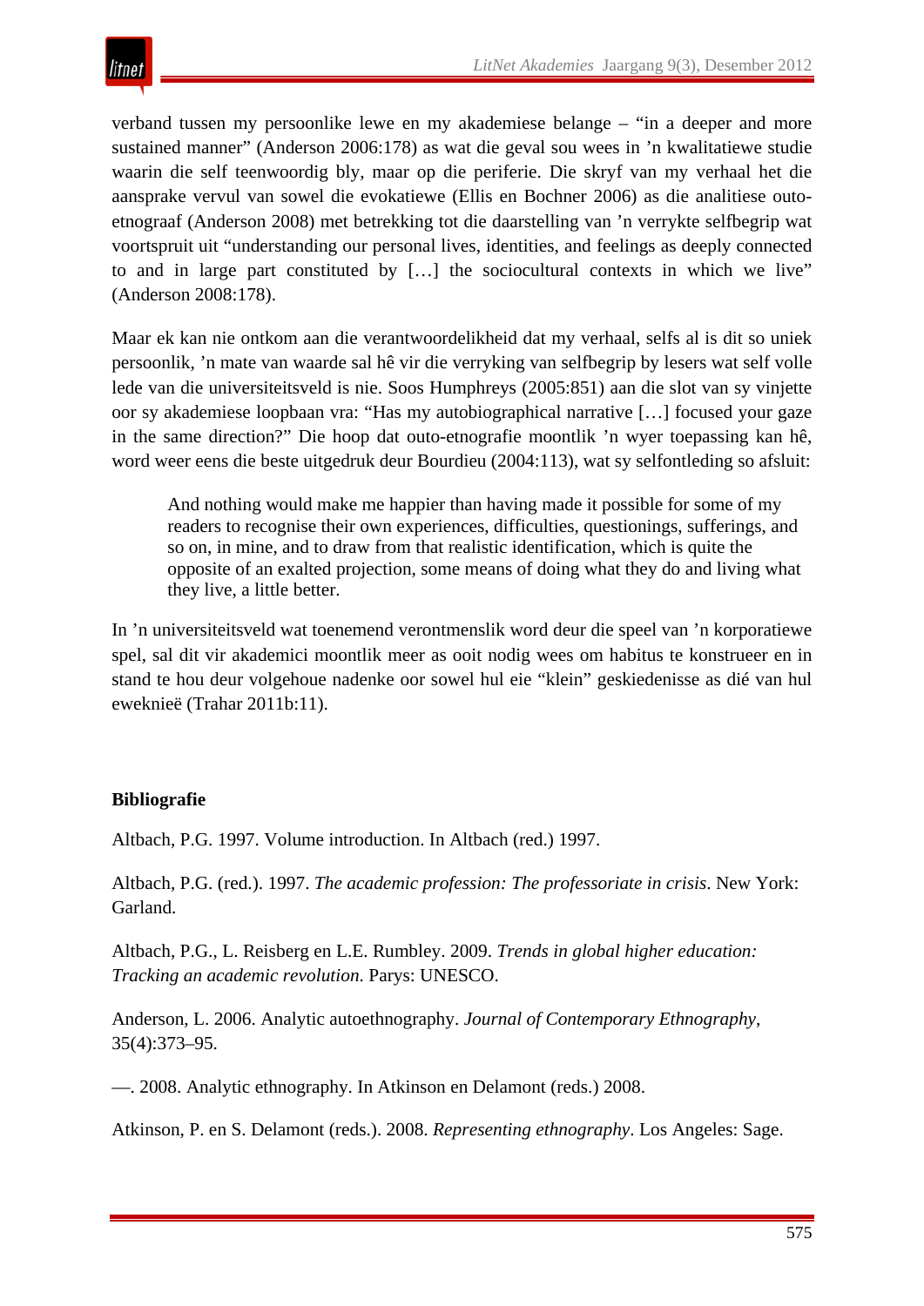verband tussen my persoonlike lewe en my akademiese belange – “in a deeper and more sustained manner” (Anderson 2006:178) as wat die geval sou wees in ’n kwalitatiewe studie waarin die self teenwoordig bly, maar op die periferie. Die skryf van my verhaal het die aansprake vervul van sowel die evokatiewe (Ellis en Bochner 2006) as die analitiese outo-etnograaf (Anderson 2008) met betrekking tot die daarstelling van ’n verrykte selfbegrip wat voortspruit uit “understanding our personal lives, identities, and feelings as deeply connected to and in large part constituted by […] the sociocultural contexts in which we live” (Anderson 2008:178).

Maar ek kan nie ontkom aan die verantwoordelikheid dat my verhaal, selfs al is dit so uniek persoonlik, ’n mate van waarde sal hê vir die verryking van selfbegrip by lesers wat self volle lede van die universiteitsveld is nie. Soos Humphreys (2005:851) aan die slot van sy vinjette oor sy akademiese loopbaan vra: “Has my autobiographical narrative […] focused your gaze in the same direction?” Die hoop dat outo-etnografie moontlik ’n wyer toepassing kan hê, word weer eens die beste uitgedruk deur Bourdieu (2004:113), wat sy selfontleding so afsluit:

> And nothing would make me happier than having made it possible for some of my readers to recognise their own experiences, difficulties, questionings, sufferings, and so on, in mine, and to draw from that realistic identification, which is quite the opposite of an exalted projection, some means of doing what they do and living what they live, a little better.

In ’n universiteitsveld wat toenemend verontmenslik word deur die speel van ’n korporatiewe spel, sal dit vir akademici moontlik meer as ooit nodig wees om habitus te konstrueer en in stand te hou deur volgehoue nadenke oor sowel hul eie “klein” geskiedenisse as dié van hul eweknieë (Trahar 2011b:11).

**Bibliografie**

Altbach, P.G. 1997. Volume introduction. In Altbach (red.) 1997.

Altbach, P.G. (red.). 1997. *The academic profession: The professoriate in crisis*. New York: Garland.

Altbach, P.G., L. Reisberg en L.E. Rumbley. 2009. *Trends in global higher education: Tracking an academic revolution*. Parys: UNESCO.

Anderson, L. 2006. Analytic autoethnography. *Journal of Contemporary Ethnography*, 35(4):373–95.

—. 2008. Analytic ethnography. In Atkinson en Delamont (reds.) 2008.

Atkinson, P. en S. Delamont (reds.). 2008. *Representing ethnography*. Los Angeles: Sage.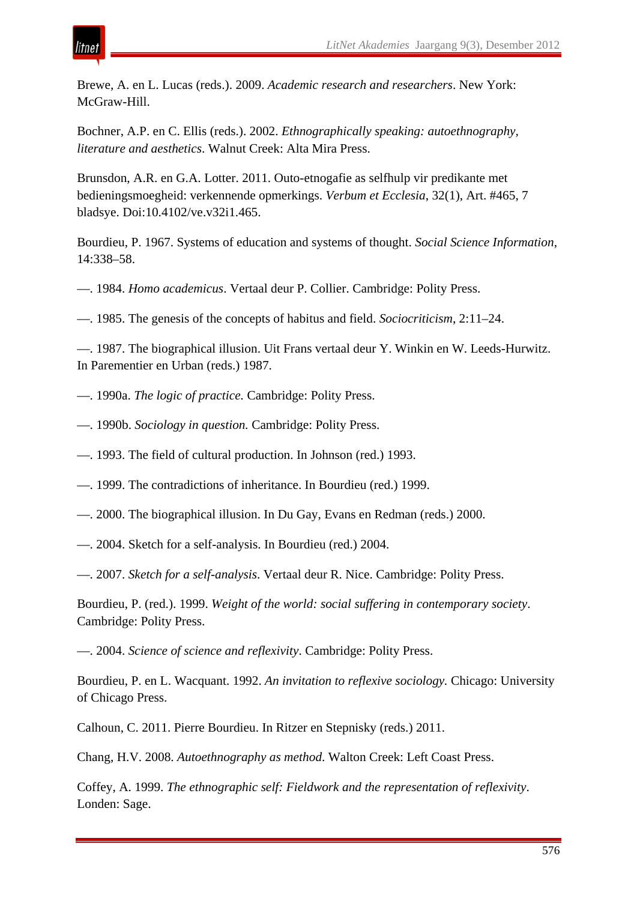Brewe, A. en L. Lucas (reds.). 2009. *Academic research and researchers*. New York: McGraw-Hill.

Bochner, A.P. en C. Ellis (reds.). 2002. *Ethnographically speaking: autoethnography, literature and aesthetics*. Walnut Creek: Alta Mira Press.

Brunsdon, A.R. en G.A. Lotter. 2011. Outo-etnogafie as selfhulp vir predikante met bedieningsmoegheid: verkennende opmerkings. *Verbum et Ecclesia*, 32(1), Art. #465, 7 bladsye. Doi:10.4102/ve.v32i1.465.

Bourdieu, P. 1967. Systems of education and systems of thought. *Social Science Information*, 14:338–58.

—. 1984. *Homo academicus*. Vertaal deur P. Collier. Cambridge: Polity Press.

—. 1985. The genesis of the concepts of habitus and field. *Sociocriticism*, 2:11–24.

—. 1987. The biographical illusion. Uit Frans vertaal deur Y. Winkin en W. Leeds-Hurwitz. In Parementier en Urban (reds.) 1987.

—. 1990a. *The logic of practice.* Cambridge: Polity Press.

—. 1990b. *Sociology in question.* Cambridge: Polity Press.

—. 1993. The field of cultural production. In Johnson (red.) 1993.

—. 1999. The contradictions of inheritance. In Bourdieu (red.) 1999.

—. 2000. The biographical illusion. In Du Gay, Evans en Redman (reds.) 2000.

—. 2004. Sketch for a self-analysis. In Bourdieu (red.) 2004.

—. 2007. *Sketch for a self-analysis*. Vertaal deur R. Nice. Cambridge: Polity Press.

Bourdieu, P. (red.). 1999. *Weight of the world: social suffering in contemporary society*. Cambridge: Polity Press.

—. 2004. *Science of science and reflexivity*. Cambridge: Polity Press.

Bourdieu, P. en L. Wacquant. 1992. *An invitation to reflexive sociology.* Chicago: University of Chicago Press.

Calhoun, C. 2011. Pierre Bourdieu. In Ritzer en Stepnisky (reds.) 2011.

Chang, H.V. 2008. *Autoethnography as method.* Walton Creek: Left Coast Press.

Coffey, A. 1999. *The ethnographic self: Fieldwork and the representation of reflexivity*. Londen: Sage.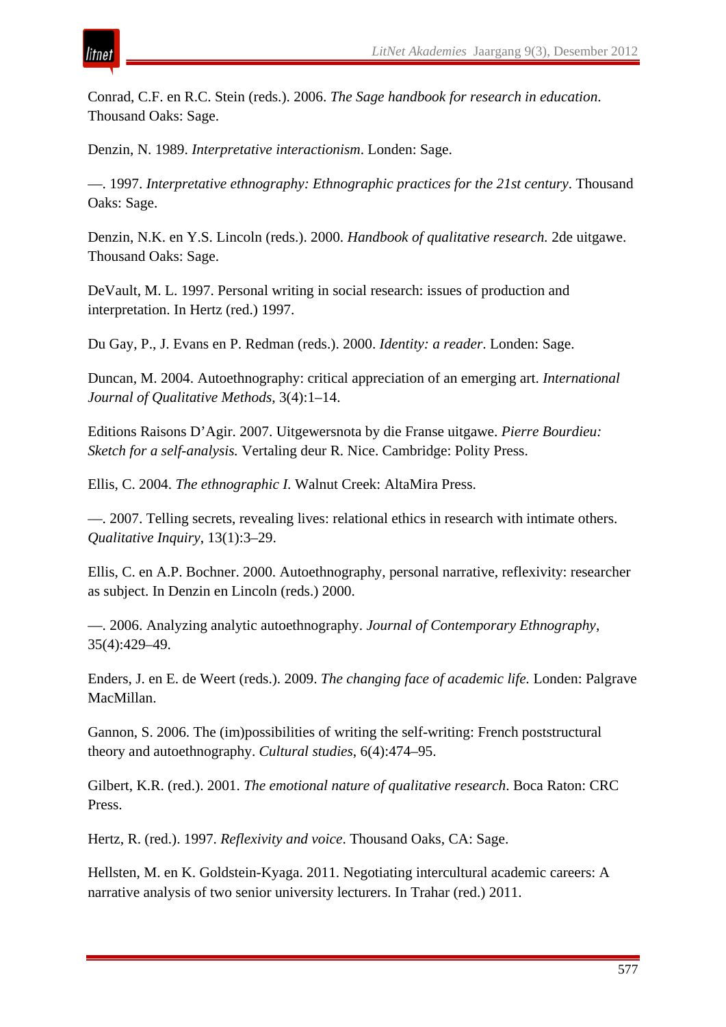Conrad, C.F. en R.C. Stein (reds.). 2006. *The Sage handbook for research in education*. Thousand Oaks: Sage.

Denzin, N. 1989. *Interpretative interactionism*. Londen: Sage.

—. 1997. *Interpretative ethnography: Ethnographic practices for the 21st century*. Thousand Oaks: Sage.

Denzin, N.K. en Y.S. Lincoln (reds.). 2000. *Handbook of qualitative research.* 2de uitgawe. Thousand Oaks: Sage.

DeVault, M. L. 1997. Personal writing in social research: issues of production and interpretation. In Hertz (red.) 1997.

Du Gay, P., J. Evans en P. Redman (reds.). 2000. *Identity: a reader*. Londen: Sage.

Duncan, M. 2004. Autoethnography: critical appreciation of an emerging art. *International Journal of Qualitative Methods*, 3(4):1–14.

Editions Raisons D'Agir. 2007. Uitgewersnota by die Franse uitgawe. *Pierre Bourdieu: Sketch for a self-analysis.* Vertaling deur R. Nice. Cambridge: Polity Press.

Ellis, C. 2004. *The ethnographic I.* Walnut Creek: AltaMira Press.

—. 2007. Telling secrets, revealing lives: relational ethics in research with intimate others. *Qualitative Inquiry*, 13(1):3–29.

Ellis, C. en A.P. Bochner. 2000. Autoethnography, personal narrative, reflexivity: researcher as subject. In Denzin en Lincoln (reds.) 2000.

—. 2006. Analyzing analytic autoethnography. *Journal of Contemporary Ethnography*, 35(4):429–49.

Enders, J. en E. de Weert (reds.). 2009. *The changing face of academic life.* Londen: Palgrave MacMillan.

Gannon, S. 2006. The (im)possibilities of writing the self-writing: French poststructural theory and autoethnography. *Cultural studies*, 6(4):474–95.

Gilbert, K.R. (red.). 2001. *The emotional nature of qualitative research*. Boca Raton: CRC Press.

Hertz, R. (red.). 1997. *Reflexivity and voice*. Thousand Oaks, CA: Sage.

Hellsten, M. en K. Goldstein-Kyaga. 2011. Negotiating intercultural academic careers: A narrative analysis of two senior university lecturers. In Trahar (red.) 2011.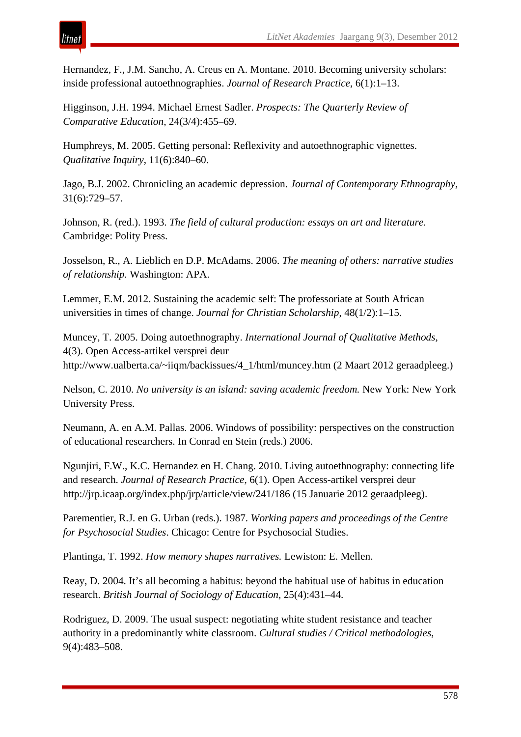Hernandez, F., J.M. Sancho, A. Creus en A. Montane. 2010. Becoming university scholars: inside professional autoethnographies. *Journal of Research Practice*, 6(1):1–13.

Higginson, J.H. 1994. Michael Ernest Sadler. *Prospects: The Quarterly Review of Comparative Education*, 24(3/4):455–69.

Humphreys, M. 2005. Getting personal: Reflexivity and autoethnographic vignettes. *Qualitative Inquiry*, 11(6):840–60.

Jago, B.J. 2002. Chronicling an academic depression. *Journal of Contemporary Ethnography*, 31(6):729–57.

Johnson, R. (red.). 1993. *The field of cultural production: essays on art and literature.* Cambridge: Polity Press.

Josselson, R., A. Lieblich en D.P. McAdams. 2006. *The meaning of others: narrative studies of relationship.* Washington: APA.

Lemmer, E.M. 2012. Sustaining the academic self: The professoriate at South African universities in times of change. *Journal for Christian Scholarship*, 48(1/2):1–15.

Muncey, T. 2005. Doing autoethnography. *International Journal of Qualitative Methods*, 4(3). Open Access-artikel versprei deur http://www.ualberta.ca/~iiqm/backissues/4_1/html/muncey.htm (2 Maart 2012 geraadpleeg.)

Nelson, C. 2010. *No university is an island: saving academic freedom.* New York: New York University Press.

Neumann, A. en A.M. Pallas. 2006. Windows of possibility: perspectives on the construction of educational researchers. In Conrad en Stein (reds.) 2006.

Ngunjiri, F.W., K.C. Hernandez en H. Chang. 2010. Living autoethnography: connecting life and research. *Journal of Research Practice*, 6(1). Open Access-artikel versprei deur http://jrp.icaap.org/index.php/jrp/article/view/241/186 (15 Januarie 2012 geraadpleeg).

Parementier, R.J. en G. Urban (reds.). 1987. *Working papers and proceedings of the Centre for Psychosocial Studies*. Chicago: Centre for Psychosocial Studies.

Plantinga, T. 1992. *How memory shapes narratives.* Lewiston: E. Mellen.

Reay, D. 2004. It's all becoming a habitus: beyond the habitual use of habitus in education research. *British Journal of Sociology of Education*, 25(4):431–44.

Rodriguez, D. 2009. The usual suspect: negotiating white student resistance and teacher authority in a predominantly white classroom. *Cultural studies / Critical methodologies*, 9(4):483–508.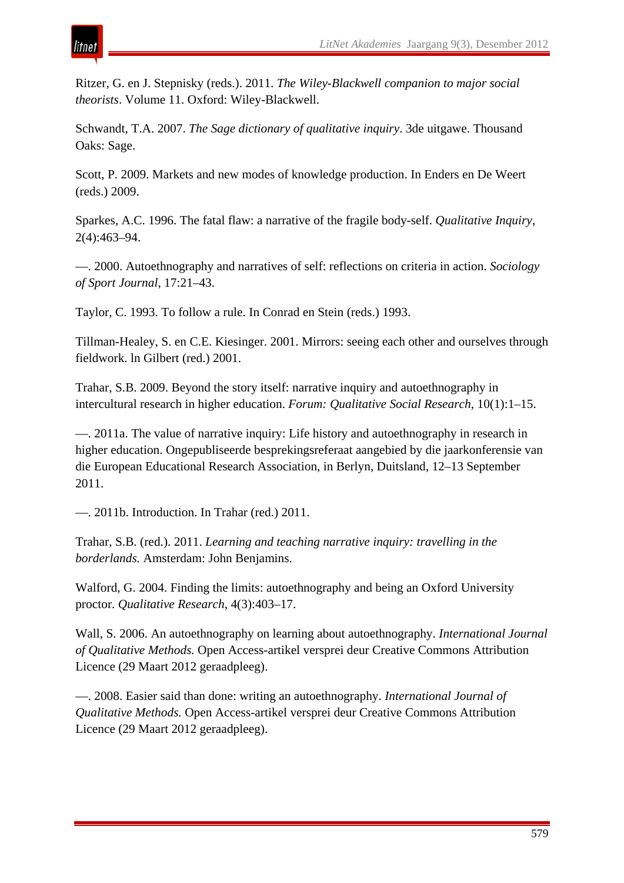Ritzer, G. en J. Stepnisky (reds.). 2011. *The Wiley-Blackwell companion to major social theorists*. Volume 11. Oxford: Wiley-Blackwell.

Schwandt, T.A. 2007. *The Sage dictionary of qualitative inquiry*. 3de uitgawe. Thousand Oaks: Sage.

Scott, P. 2009. Markets and new modes of knowledge production. In Enders en De Weert (reds.) 2009.

Sparkes, A.C. 1996. The fatal flaw: a narrative of the fragile body-self. *Qualitative Inquiry*, 2(4):463–94.

—. 2000. Autoethnography and narratives of self: reflections on criteria in action. *Sociology of Sport Journal*, 17:21–43.

Taylor, C. 1993. To follow a rule. In Conrad en Stein (reds.) 1993.

Tillman-Healey, S. en C.E. Kiesinger. 2001. Mirrors: seeing each other and ourselves through fieldwork. ln Gilbert (red.) 2001.

Trahar, S.B. 2009. Beyond the story itself: narrative inquiry and autoethnography in intercultural research in higher education. *Forum: Qualitative Social Research*, 10(1):1–15.

—. 2011a. The value of narrative inquiry: Life history and autoethnography in research in higher education. Ongepubliseerde besprekingsreferaat aangebied by die jaarkonferensie van die European Educational Research Association, in Berlyn, Duitsland, 12–13 September 2011.

—. 2011b. Introduction. In Trahar (red.) 2011.

Trahar, S.B. (red.). 2011. *Learning and teaching narrative inquiry: travelling in the borderlands.* Amsterdam: John Benjamins.

Walford, G. 2004. Finding the limits: autoethnography and being an Oxford University proctor. *Qualitative Research*, 4(3):403–17.

Wall, S. 2006. An autoethnography on learning about autoethnography. *International Journal of Qualitative Methods.* Open Access-artikel versprei deur Creative Commons Attribution Licence (29 Maart 2012 geraadpleeg).

—. 2008. Easier said than done: writing an autoethnography. *International Journal of Qualitative Methods.* Open Access-artikel versprei deur Creative Commons Attribution Licence (29 Maart 2012 geraadpleeg).